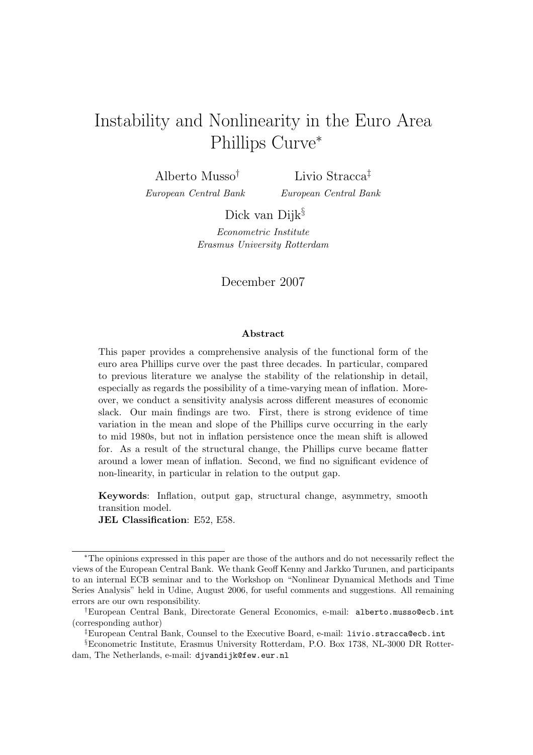# Instability and Nonlinearity in the Euro Area Phillips Curve*

Alberto Musso[†]
*European Central Bank*

Livio Stracca[‡]
*European Central Bank*

Dick van Dijk[§]
*Econometric Institute*
*Erasmus University Rotterdam*

December 2007

### Abstract

This paper provides a comprehensive analysis of the functional form of the euro area Phillips curve over the past three decades. In particular, compared to previous literature we analyse the stability of the relationship in detail, especially as regards the possibility of a time-varying mean of inflation. Moreover, we conduct a sensitivity analysis across different measures of economic slack. Our main findings are two. First, there is strong evidence of time variation in the mean and slope of the Phillips curve occurring in the early to mid 1980s, but not in inflation persistence once the mean shift is allowed for. As a result of the structural change, the Phillips curve became flatter around a lower mean of inflation. Second, we find no significant evidence of non-linearity, in particular in relation to the output gap.

**Keywords**: Inflation, output gap, structural change, asymmetry, smooth transition model.
**JEL Classification**: E52, E58.

---

*The opinions expressed in this paper are those of the authors and do not necessarily reflect the views of the European Central Bank. We thank Geoff Kenny and Jarkko Turunen, and participants to an internal ECB seminar and to the Workshop on "Nonlinear Dynamical Methods and Time Series Analysis" held in Udine, August 2006, for useful comments and suggestions. All remaining errors are our own responsibility.

[†]European Central Bank, Directorate General Economics, e-mail: `alberto.musso@ecb.int` (corresponding author)

[‡]European Central Bank, Counsel to the Executive Board, e-mail: `livio.stracca@ecb.int`

[§]Econometric Institute, Erasmus University Rotterdam, P.O. Box 1738, NL-3000 DR Rotterdam, The Netherlands, e-mail: `djvandijk@few.eur.nl`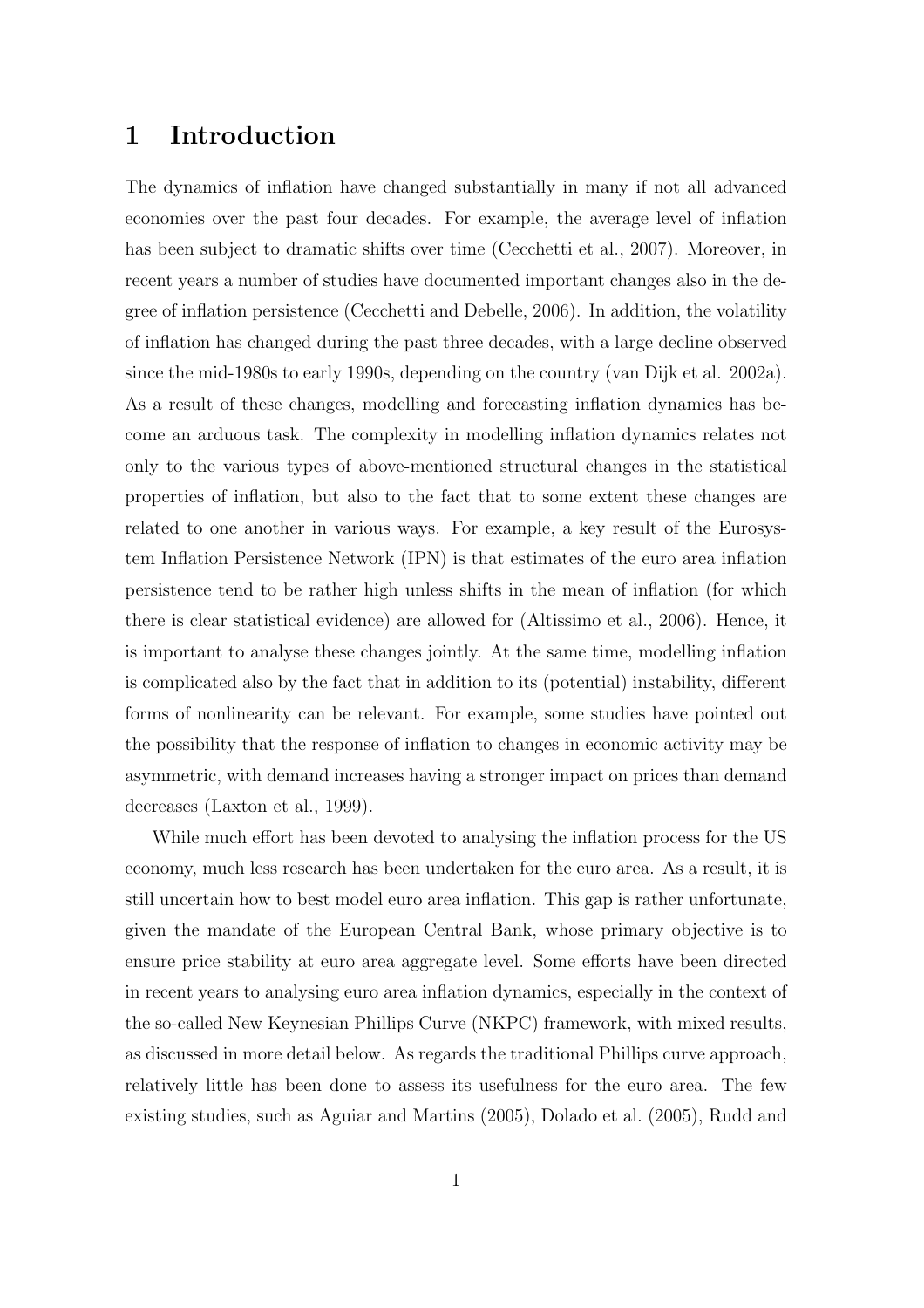# 1 Introduction

The dynamics of inflation have changed substantially in many if not all advanced economies over the past four decades. For example, the average level of inflation has been subject to dramatic shifts over time (Cecchetti et al., 2007). Moreover, in recent years a number of studies have documented important changes also in the degree of inflation persistence (Cecchetti and Debelle, 2006). In addition, the volatility of inflation has changed during the past three decades, with a large decline observed since the mid-1980s to early 1990s, depending on the country (van Dijk et al. 2002a). As a result of these changes, modelling and forecasting inflation dynamics has become an arduous task. The complexity in modelling inflation dynamics relates not only to the various types of above-mentioned structural changes in the statistical properties of inflation, but also to the fact that to some extent these changes are related to one another in various ways. For example, a key result of the Eurosystem Inflation Persistence Network (IPN) is that estimates of the euro area inflation persistence tend to be rather high unless shifts in the mean of inflation (for which there is clear statistical evidence) are allowed for (Altissimo et al., 2006). Hence, it is important to analyse these changes jointly. At the same time, modelling inflation is complicated also by the fact that in addition to its (potential) instability, different forms of nonlinearity can be relevant. For example, some studies have pointed out the possibility that the response of inflation to changes in economic activity may be asymmetric, with demand increases having a stronger impact on prices than demand decreases (Laxton et al., 1999).

While much effort has been devoted to analysing the inflation process for the US economy, much less research has been undertaken for the euro area. As a result, it is still uncertain how to best model euro area inflation. This gap is rather unfortunate, given the mandate of the European Central Bank, whose primary objective is to ensure price stability at euro area aggregate level. Some efforts have been directed in recent years to analysing euro area inflation dynamics, especially in the context of the so-called New Keynesian Phillips Curve (NKPC) framework, with mixed results, as discussed in more detail below. As regards the traditional Phillips curve approach, relatively little has been done to assess its usefulness for the euro area. The few existing studies, such as Aguiar and Martins (2005), Dolado et al. (2005), Rudd and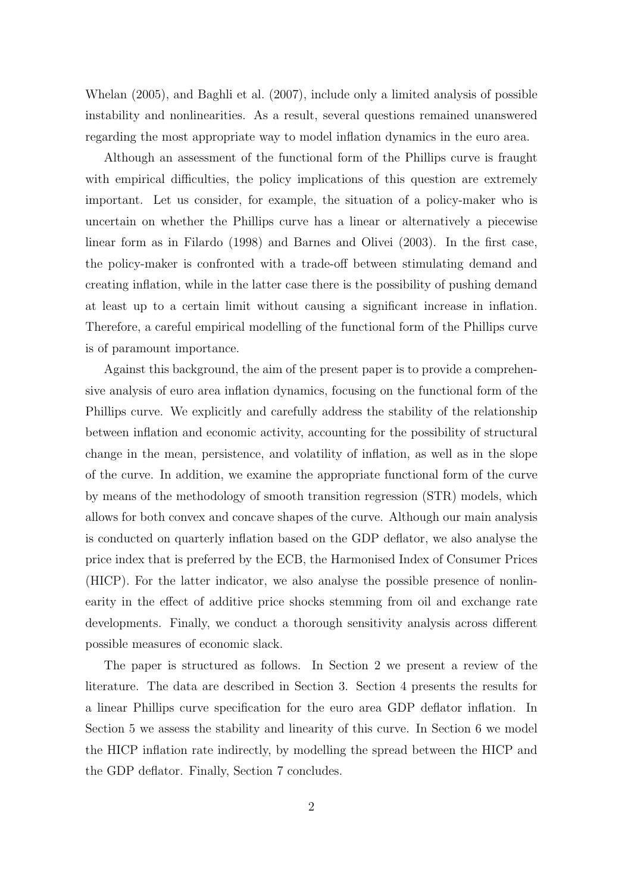Whelan (2005), and Baghli et al. (2007), include only a limited analysis of possible instability and nonlinearities. As a result, several questions remained unanswered regarding the most appropriate way to model inflation dynamics in the euro area.

Although an assessment of the functional form of the Phillips curve is fraught with empirical difficulties, the policy implications of this question are extremely important. Let us consider, for example, the situation of a policy-maker who is uncertain on whether the Phillips curve has a linear or alternatively a piecewise linear form as in Filardo (1998) and Barnes and Olivei (2003). In the first case, the policy-maker is confronted with a trade-off between stimulating demand and creating inflation, while in the latter case there is the possibility of pushing demand at least up to a certain limit without causing a significant increase in inflation. Therefore, a careful empirical modelling of the functional form of the Phillips curve is of paramount importance.

Against this background, the aim of the present paper is to provide a comprehensive analysis of euro area inflation dynamics, focusing on the functional form of the Phillips curve. We explicitly and carefully address the stability of the relationship between inflation and economic activity, accounting for the possibility of structural change in the mean, persistence, and volatility of inflation, as well as in the slope of the curve. In addition, we examine the appropriate functional form of the curve by means of the methodology of smooth transition regression (STR) models, which allows for both convex and concave shapes of the curve. Although our main analysis is conducted on quarterly inflation based on the GDP deflator, we also analyse the price index that is preferred by the ECB, the Harmonised Index of Consumer Prices (HICP). For the latter indicator, we also analyse the possible presence of nonlinearity in the effect of additive price shocks stemming from oil and exchange rate developments. Finally, we conduct a thorough sensitivity analysis across different possible measures of economic slack.

The paper is structured as follows. In Section 2 we present a review of the literature. The data are described in Section 3. Section 4 presents the results for a linear Phillips curve specification for the euro area GDP deflator inflation. In Section 5 we assess the stability and linearity of this curve. In Section 6 we model the HICP inflation rate indirectly, by modelling the spread between the HICP and the GDP deflator. Finally, Section 7 concludes.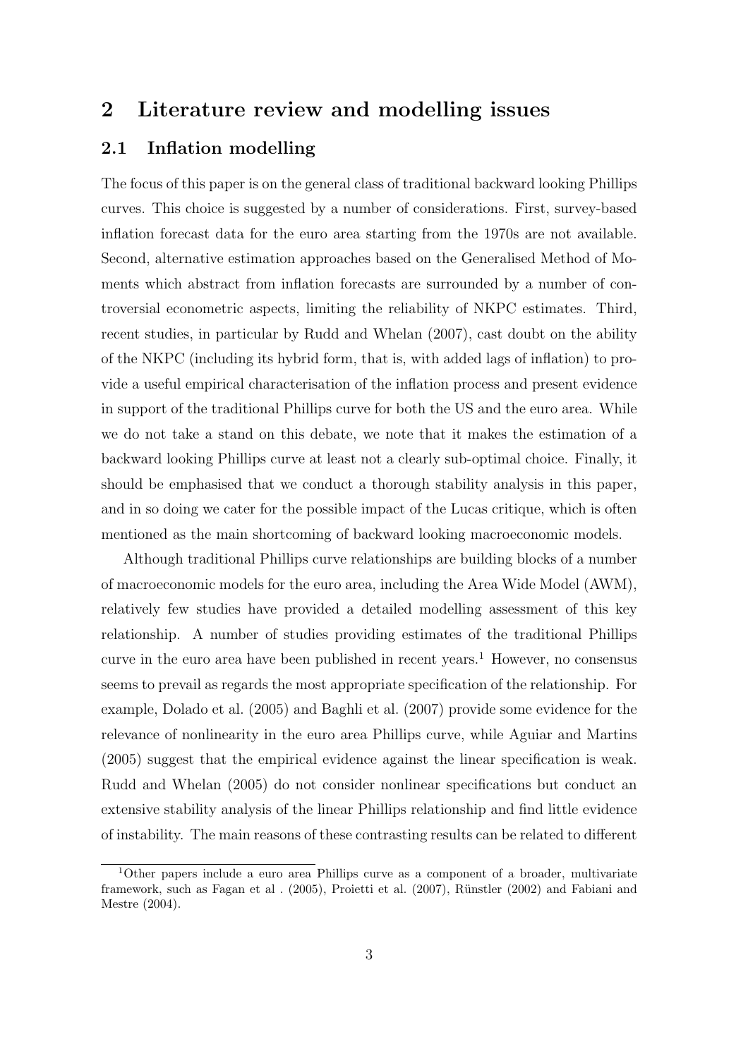## 2 Literature review and modelling issues

### 2.1 Inflation modelling

The focus of this paper is on the general class of traditional backward looking Phillips curves. This choice is suggested by a number of considerations. First, survey-based inflation forecast data for the euro area starting from the 1970s are not available. Second, alternative estimation approaches based on the Generalised Method of Moments which abstract from inflation forecasts are surrounded by a number of controversial econometric aspects, limiting the reliability of NKPC estimates. Third, recent studies, in particular by Rudd and Whelan (2007), cast doubt on the ability of the NKPC (including its hybrid form, that is, with added lags of inflation) to provide a useful empirical characterisation of the inflation process and present evidence in support of the traditional Phillips curve for both the US and the euro area. While we do not take a stand on this debate, we note that it makes the estimation of a backward looking Phillips curve at least not a clearly sub-optimal choice. Finally, it should be emphasised that we conduct a thorough stability analysis in this paper, and in so doing we cater for the possible impact of the Lucas critique, which is often mentioned as the main shortcoming of backward looking macroeconomic models.

Although traditional Phillips curve relationships are building blocks of a number of macroeconomic models for the euro area, including the Area Wide Model (AWM), relatively few studies have provided a detailed modelling assessment of this key relationship. A number of studies providing estimates of the traditional Phillips curve in the euro area have been published in recent years.[1] However, no consensus seems to prevail as regards the most appropriate specification of the relationship. For example, Dolado et al. (2005) and Baghli et al. (2007) provide some evidence for the relevance of nonlinearity in the euro area Phillips curve, while Aguiar and Martins (2005) suggest that the empirical evidence against the linear specification is weak. Rudd and Whelan (2005) do not consider nonlinear specifications but conduct an extensive stability analysis of the linear Phillips relationship and find little evidence of instability. The main reasons of these contrasting results can be related to different

[1] Other papers include a euro area Phillips curve as a component of a broader, multivariate framework, such as Fagan et al . (2005), Proietti et al. (2007), Rünstler (2002) and Fabiani and Mestre (2004).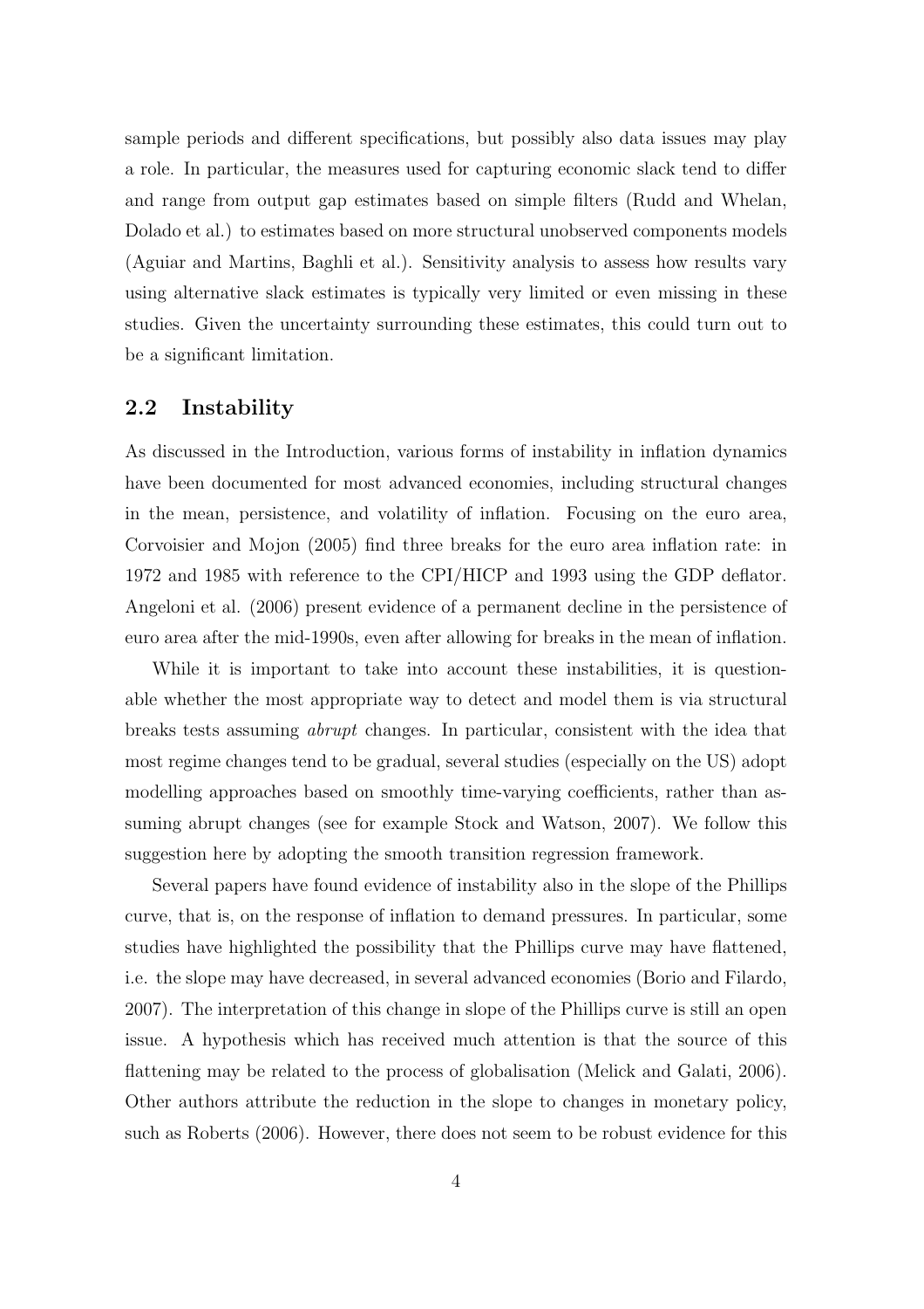sample periods and different specifications, but possibly also data issues may play a role. In particular, the measures used for capturing economic slack tend to differ and range from output gap estimates based on simple filters (Rudd and Whelan, Dolado et al.) to estimates based on more structural unobserved components models (Aguiar and Martins, Baghli et al.). Sensitivity analysis to assess how results vary using alternative slack estimates is typically very limited or even missing in these studies. Given the uncertainty surrounding these estimates, this could turn out to be a significant limitation.

## 2.2 Instability

As discussed in the Introduction, various forms of instability in inflation dynamics have been documented for most advanced economies, including structural changes in the mean, persistence, and volatility of inflation. Focusing on the euro area, Corvoisier and Mojon (2005) find three breaks for the euro area inflation rate: in 1972 and 1985 with reference to the CPI/HICP and 1993 using the GDP deflator. Angeloni et al. (2006) present evidence of a permanent decline in the persistence of euro area after the mid-1990s, even after allowing for breaks in the mean of inflation.

While it is important to take into account these instabilities, it is questionable whether the most appropriate way to detect and model them is via structural breaks tests assuming *abrupt* changes. In particular, consistent with the idea that most regime changes tend to be gradual, several studies (especially on the US) adopt modelling approaches based on smoothly time-varying coefficients, rather than assuming abrupt changes (see for example Stock and Watson, 2007). We follow this suggestion here by adopting the smooth transition regression framework.

Several papers have found evidence of instability also in the slope of the Phillips curve, that is, on the response of inflation to demand pressures. In particular, some studies have highlighted the possibility that the Phillips curve may have flattened, i.e. the slope may have decreased, in several advanced economies (Borio and Filardo, 2007). The interpretation of this change in slope of the Phillips curve is still an open issue. A hypothesis which has received much attention is that the source of this flattening may be related to the process of globalisation (Melick and Galati, 2006). Other authors attribute the reduction in the slope to changes in monetary policy, such as Roberts (2006). However, there does not seem to be robust evidence for this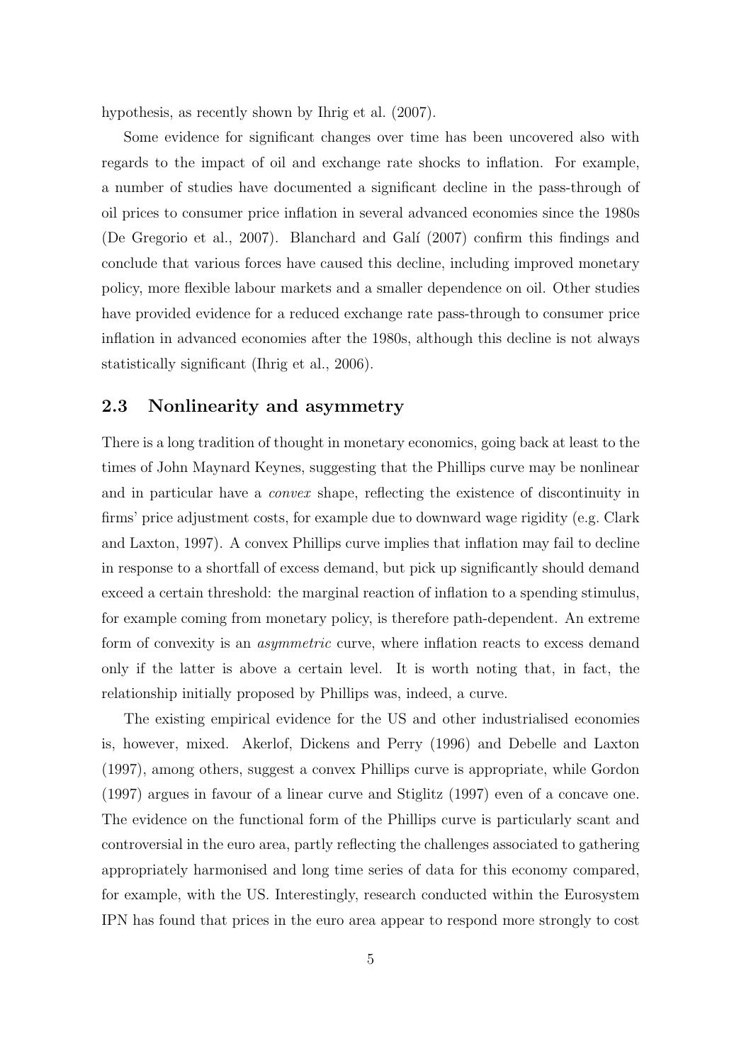hypothesis, as recently shown by Ihrig et al. (2007).

Some evidence for significant changes over time has been uncovered also with regards to the impact of oil and exchange rate shocks to inflation. For example, a number of studies have documented a significant decline in the pass-through of oil prices to consumer price inflation in several advanced economies since the 1980s (De Gregorio et al., 2007). Blanchard and Galí (2007) confirm this findings and conclude that various forces have caused this decline, including improved monetary policy, more flexible labour markets and a smaller dependence on oil. Other studies have provided evidence for a reduced exchange rate pass-through to consumer price inflation in advanced economies after the 1980s, although this decline is not always statistically significant (Ihrig et al., 2006).

## 2.3 Nonlinearity and asymmetry

There is a long tradition of thought in monetary economics, going back at least to the times of John Maynard Keynes, suggesting that the Phillips curve may be nonlinear and in particular have a *convex* shape, reflecting the existence of discontinuity in firms' price adjustment costs, for example due to downward wage rigidity (e.g. Clark and Laxton, 1997). A convex Phillips curve implies that inflation may fail to decline in response to a shortfall of excess demand, but pick up significantly should demand exceed a certain threshold: the marginal reaction of inflation to a spending stimulus, for example coming from monetary policy, is therefore path-dependent. An extreme form of convexity is an *asymmetric* curve, where inflation reacts to excess demand only if the latter is above a certain level. It is worth noting that, in fact, the relationship initially proposed by Phillips was, indeed, a curve.

The existing empirical evidence for the US and other industrialised economies is, however, mixed. Akerlof, Dickens and Perry (1996) and Debelle and Laxton (1997), among others, suggest a convex Phillips curve is appropriate, while Gordon (1997) argues in favour of a linear curve and Stiglitz (1997) even of a concave one. The evidence on the functional form of the Phillips curve is particularly scant and controversial in the euro area, partly reflecting the challenges associated to gathering appropriately harmonised and long time series of data for this economy compared, for example, with the US. Interestingly, research conducted within the Eurosystem IPN has found that prices in the euro area appear to respond more strongly to cost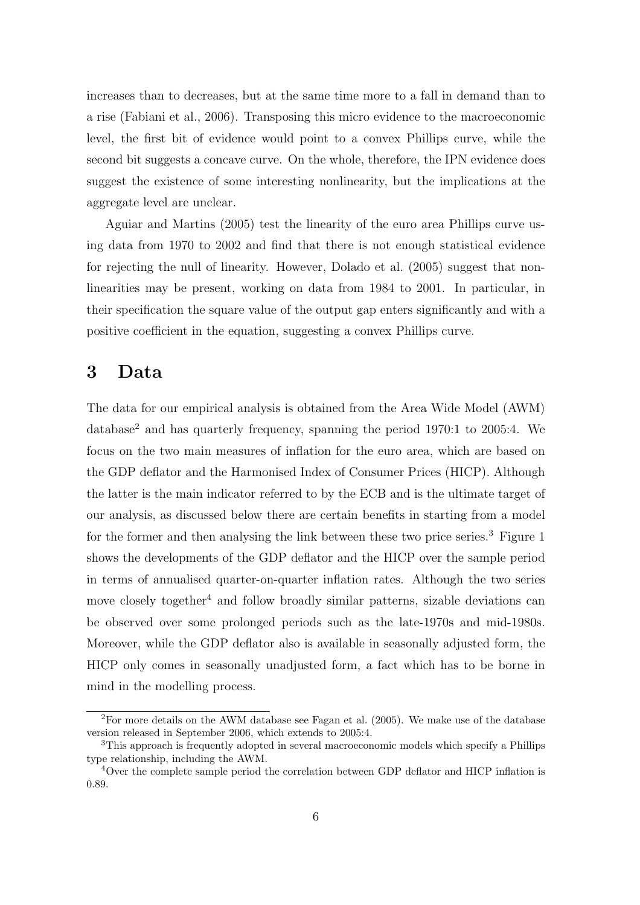increases than to decreases, but at the same time more to a fall in demand than to a rise (Fabiani et al., 2006). Transposing this micro evidence to the macroeconomic level, the first bit of evidence would point to a convex Phillips curve, while the second bit suggests a concave curve. On the whole, therefore, the IPN evidence does suggest the existence of some interesting nonlinearity, but the implications at the aggregate level are unclear.

Aguiar and Martins (2005) test the linearity of the euro area Phillips curve using data from 1970 to 2002 and find that there is not enough statistical evidence for rejecting the null of linearity. However, Dolado et al. (2005) suggest that nonlinearities may be present, working on data from 1984 to 2001. In particular, in their specification the square value of the output gap enters significantly and with a positive coefficient in the equation, suggesting a convex Phillips curve.

# 3 Data

The data for our empirical analysis is obtained from the Area Wide Model (AWM) database[2] and has quarterly frequency, spanning the period 1970:1 to 2005:4. We focus on the two main measures of inflation for the euro area, which are based on the GDP deflator and the Harmonised Index of Consumer Prices (HICP). Although the latter is the main indicator referred to by the ECB and is the ultimate target of our analysis, as discussed below there are certain benefits in starting from a model for the former and then analysing the link between these two price series.[3] Figure 1 shows the developments of the GDP deflator and the HICP over the sample period in terms of annualised quarter-on-quarter inflation rates. Although the two series move closely together[4] and follow broadly similar patterns, sizable deviations can be observed over some prolonged periods such as the late-1970s and mid-1980s. Moreover, while the GDP deflator also is available in seasonally adjusted form, the HICP only comes in seasonally unadjusted form, a fact which has to be borne in mind in the modelling process.

---

[2] For more details on the AWM database see Fagan et al. (2005). We make use of the database version released in September 2006, which extends to 2005:4.

[3] This approach is frequently adopted in several macroeconomic models which specify a Phillips type relationship, including the AWM.

[4] Over the complete sample period the correlation between GDP deflator and HICP inflation is 0.89.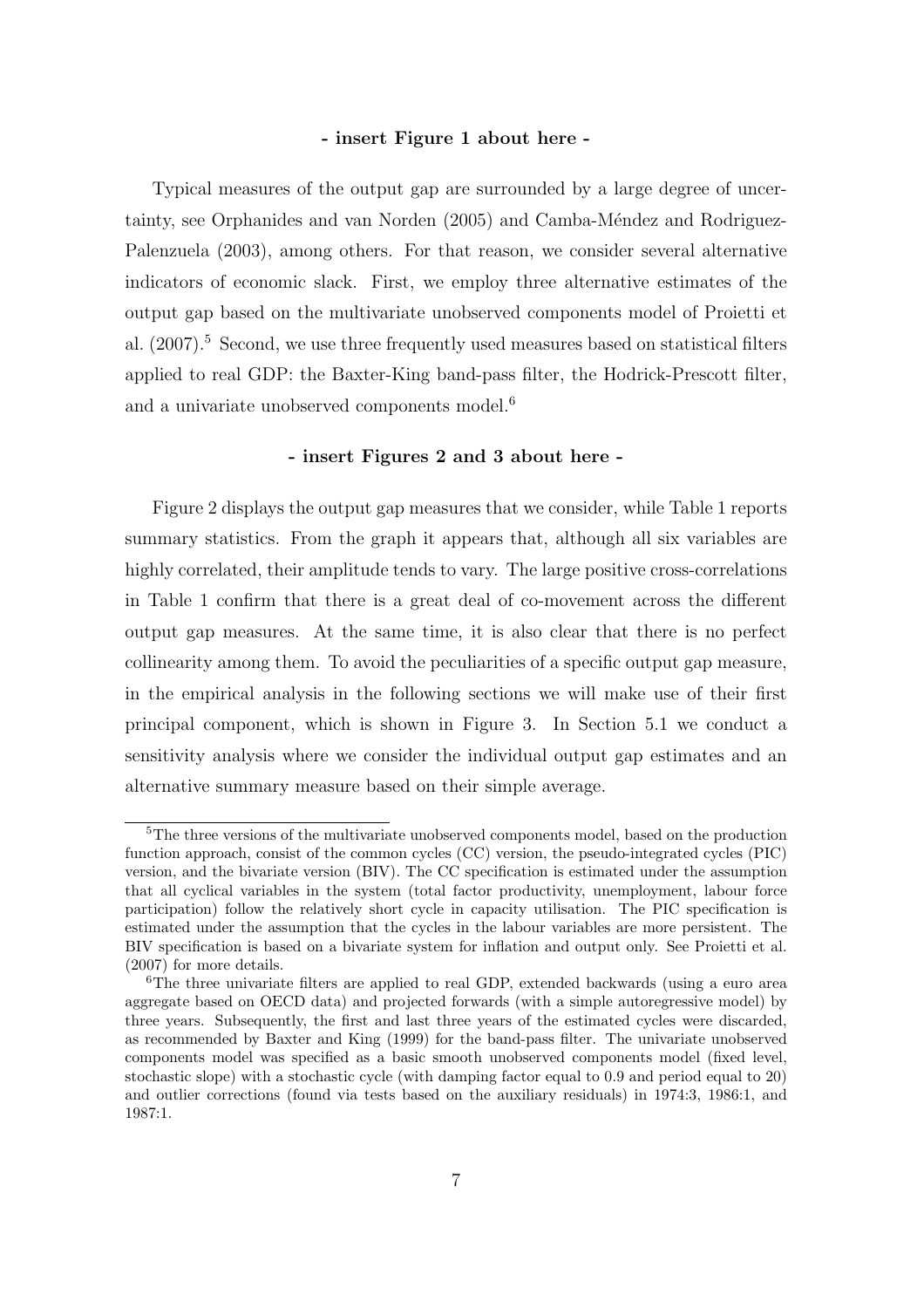**- insert Figure 1 about here -**

Typical measures of the output gap are surrounded by a large degree of uncertainty, see Orphanides and van Norden (2005) and Camba-Méndez and Rodriguez-Palenzuela (2003), among others. For that reason, we consider several alternative indicators of economic slack. First, we employ three alternative estimates of the output gap based on the multivariate unobserved components model of Proietti et al. (2007).[5] Second, we use three frequently used measures based on statistical filters applied to real GDP: the Baxter-King band-pass filter, the Hodrick-Prescott filter, and a univariate unobserved components model.[6]

**- insert Figures 2 and 3 about here -**

Figure 2 displays the output gap measures that we consider, while Table 1 reports summary statistics. From the graph it appears that, although all six variables are highly correlated, their amplitude tends to vary. The large positive cross-correlations in Table 1 confirm that there is a great deal of co-movement across the different output gap measures. At the same time, it is also clear that there is no perfect collinearity among them. To avoid the peculiarities of a specific output gap measure, in the empirical analysis in the following sections we will make use of their first principal component, which is shown in Figure 3. In Section 5.1 we conduct a sensitivity analysis where we consider the individual output gap estimates and an alternative summary measure based on their simple average.

---

[5] The three versions of the multivariate unobserved components model, based on the production function approach, consist of the common cycles (CC) version, the pseudo-integrated cycles (PIC) version, and the bivariate version (BIV). The CC specification is estimated under the assumption that all cyclical variables in the system (total factor productivity, unemployment, labour force participation) follow the relatively short cycle in capacity utilisation. The PIC specification is estimated under the assumption that the cycles in the labour variables are more persistent. The BIV specification is based on a bivariate system for inflation and output only. See Proietti et al. (2007) for more details.

[6] The three univariate filters are applied to real GDP, extended backwards (using a euro area aggregate based on OECD data) and projected forwards (with a simple autoregressive model) by three years. Subsequently, the first and last three years of the estimated cycles were discarded, as recommended by Baxter and King (1999) for the band-pass filter. The univariate unobserved components model was specified as a basic smooth unobserved components model (fixed level, stochastic slope) with a stochastic cycle (with damping factor equal to 0.9 and period equal to 20) and outlier corrections (found via tests based on the auxiliary residuals) in 1974:3, 1986:1, and 1987:1.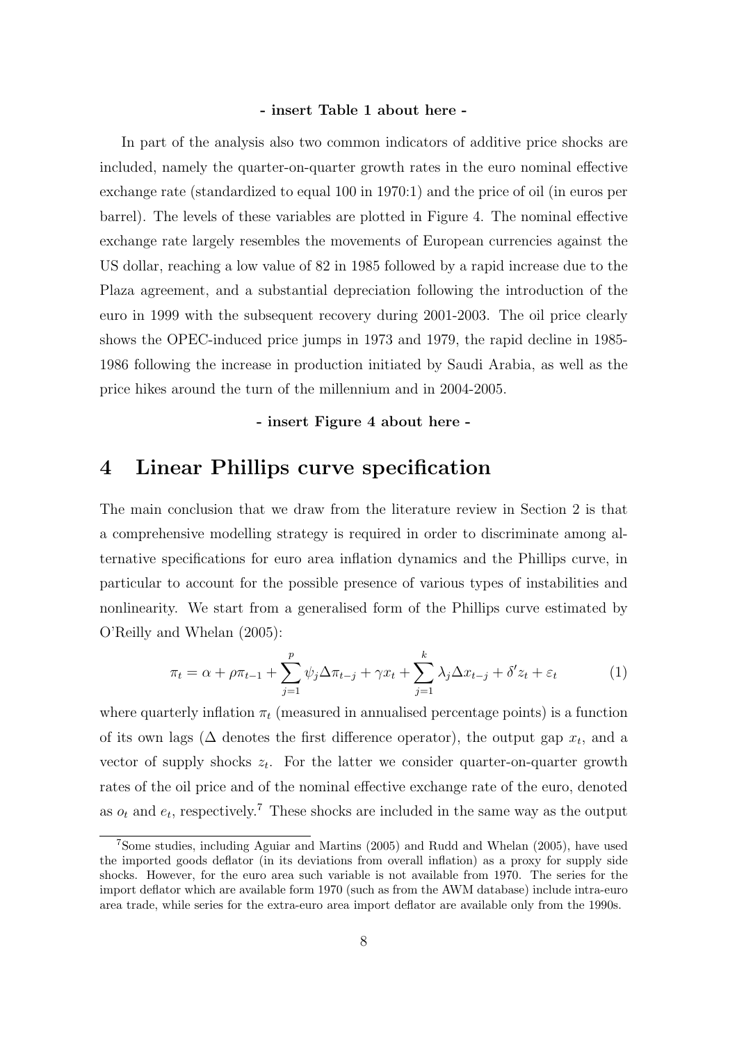**- insert Table 1 about here -**

In part of the analysis also two common indicators of additive price shocks are included, namely the quarter-on-quarter growth rates in the euro nominal effective exchange rate (standardized to equal 100 in 1970:1) and the price of oil (in euros per barrel). The levels of these variables are plotted in Figure 4. The nominal effective exchange rate largely resembles the movements of European currencies against the US dollar, reaching a low value of 82 in 1985 followed by a rapid increase due to the Plaza agreement, and a substantial depreciation following the introduction of the euro in 1999 with the subsequent recovery during 2001-2003. The oil price clearly shows the OPEC-induced price jumps in 1973 and 1979, the rapid decline in 1985-1986 following the increase in production initiated by Saudi Arabia, as well as the price hikes around the turn of the millennium and in 2004-2005.

**- insert Figure 4 about here -**

# 4 Linear Phillips curve specification

The main conclusion that we draw from the literature review in Section 2 is that a comprehensive modelling strategy is required in order to discriminate among alternative specifications for euro area inflation dynamics and the Phillips curve, in particular to account for the possible presence of various types of instabilities and nonlinearity. We start from a generalised form of the Phillips curve estimated by O'Reilly and Whelan (2005):

$$\pi_t = \alpha + \rho\pi_{t-1} + \sum_{j=1}^{p} \psi_j \Delta\pi_{t-j} + \gamma x_t + \sum_{j=1}^{k} \lambda_j \Delta x_{t-j} + \delta' z_t + \varepsilon_t \tag{1}$$

where quarterly inflation $\pi_t$ (measured in annualised percentage points) is a function of its own lags ($\Delta$ denotes the first difference operator), the output gap $x_t$, and a vector of supply shocks $z_t$. For the latter we consider quarter-on-quarter growth rates of the oil price and of the nominal effective exchange rate of the euro, denoted as $o_t$ and $e_t$, respectively.[7] These shocks are included in the same way as the output

[7] Some studies, including Aguiar and Martins (2005) and Rudd and Whelan (2005), have used the imported goods deflator (in its deviations from overall inflation) as a proxy for supply side shocks. However, for the euro area such variable is not available from 1970. The series for the import deflator which are available form 1970 (such as from the AWM database) include intra-euro area trade, while series for the extra-euro area import deflator are available only from the 1990s.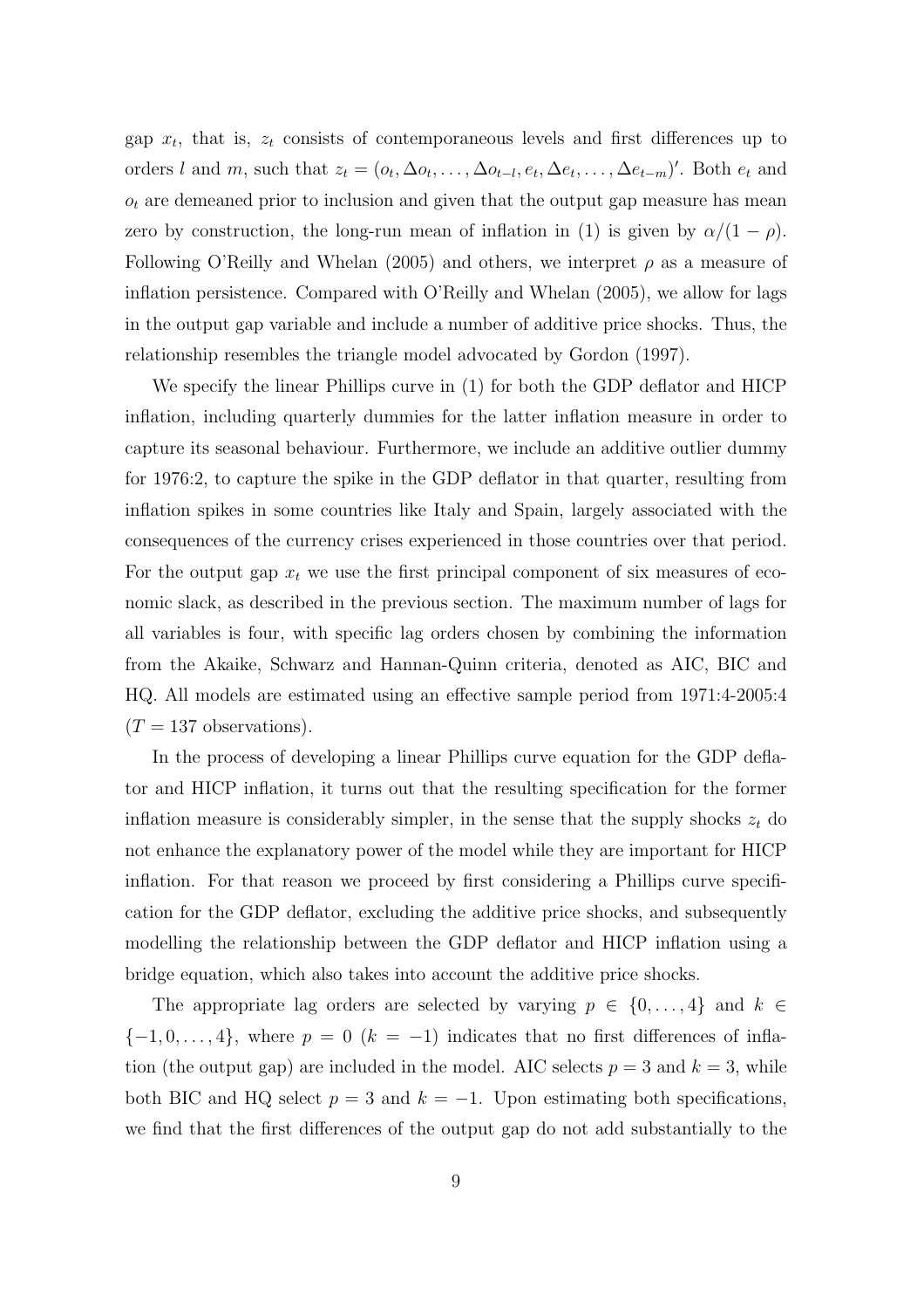gap $x_t$, that is, $z_t$ consists of contemporaneous levels and first differences up to orders $l$ and $m$, such that $z_t = (o_t, \Delta o_t, \ldots, \Delta o_{t-l}, e_t, \Delta e_t, \ldots, \Delta e_{t-m})'$. Both $e_t$ and $o_t$ are demeaned prior to inclusion and given that the output gap measure has mean zero by construction, the long-run mean of inflation in (1) is given by $\alpha/(1-\rho)$. Following O'Reilly and Whelan (2005) and others, we interpret $\rho$ as a measure of inflation persistence. Compared with O'Reilly and Whelan (2005), we allow for lags in the output gap variable and include a number of additive price shocks. Thus, the relationship resembles the triangle model advocated by Gordon (1997).

We specify the linear Phillips curve in (1) for both the GDP deflator and HICP inflation, including quarterly dummies for the latter inflation measure in order to capture its seasonal behaviour. Furthermore, we include an additive outlier dummy for 1976:2, to capture the spike in the GDP deflator in that quarter, resulting from inflation spikes in some countries like Italy and Spain, largely associated with the consequences of the currency crises experienced in those countries over that period. For the output gap $x_t$ we use the first principal component of six measures of economic slack, as described in the previous section. The maximum number of lags for all variables is four, with specific lag orders chosen by combining the information from the Akaike, Schwarz and Hannan-Quinn criteria, denoted as AIC, BIC and HQ. All models are estimated using an effective sample period from 1971:4-2005:4 ($T = 137$ observations).

In the process of developing a linear Phillips curve equation for the GDP deflator and HICP inflation, it turns out that the resulting specification for the former inflation measure is considerably simpler, in the sense that the supply shocks $z_t$ do not enhance the explanatory power of the model while they are important for HICP inflation. For that reason we proceed by first considering a Phillips curve specification for the GDP deflator, excluding the additive price shocks, and subsequently modelling the relationship between the GDP deflator and HICP inflation using a bridge equation, which also takes into account the additive price shocks.

The appropriate lag orders are selected by varying $p \in \{0, \ldots, 4\}$ and $k \in \{-1, 0, \ldots, 4\}$, where $p = 0$ ($k = -1$) indicates that no first differences of inflation (the output gap) are included in the model. AIC selects $p = 3$ and $k = 3$, while both BIC and HQ select $p = 3$ and $k = -1$. Upon estimating both specifications, we find that the first differences of the output gap do not add substantially to the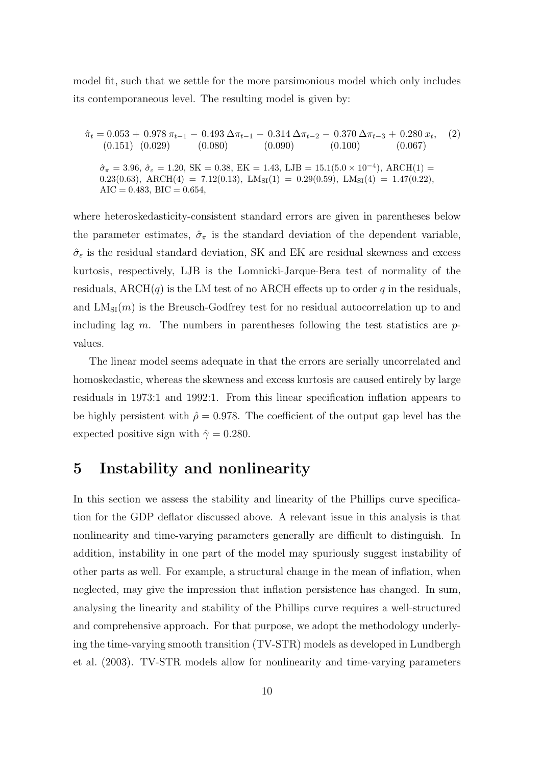model fit, such that we settle for the more parsimonious model which only includes its contemporaneous level. The resulting model is given by:

$$\hat{\pi}_t = \underset{(0.151)}{0.053} + \underset{(0.029)}{0.978}\,\pi_{t-1} - \underset{(0.080)}{0.493}\,\Delta\pi_{t-1} - \underset{(0.090)}{0.314}\,\Delta\pi_{t-2} - \underset{(0.100)}{0.370}\,\Delta\pi_{t-3} + \underset{(0.067)}{0.280}\,x_t, \quad (2)$$

$\hat{\sigma}_\pi = 3.96$, $\hat{\sigma}_\varepsilon = 1.20$, SK $= 0.38$, EK $= 1.43$, LJB $= 15.1(5.0 \times 10^{-4})$, ARCH(1) $= 0.23(0.63)$, ARCH(4) $= 7.12(0.13)$, $\text{LM}_{\text{SI}}(1) = 0.29(0.59)$, $\text{LM}_{\text{SI}}(4) = 1.47(0.22)$, AIC $= 0.483$, BIC $= 0.654$,

where heteroskedasticity-consistent standard errors are given in parentheses below the parameter estimates, $\hat{\sigma}_\pi$ is the standard deviation of the dependent variable, $\hat{\sigma}_\varepsilon$ is the residual standard deviation, SK and EK are residual skewness and excess kurtosis, respectively, LJB is the Lomnicki-Jarque-Bera test of normality of the residuals, ARCH($q$) is the LM test of no ARCH effects up to order $q$ in the residuals, and $\text{LM}_{\text{SI}}(m)$ is the Breusch-Godfrey test for no residual autocorrelation up to and including lag $m$. The numbers in parentheses following the test statistics are $p$-values.

The linear model seems adequate in that the errors are serially uncorrelated and homoskedastic, whereas the skewness and excess kurtosis are caused entirely by large residuals in 1973:1 and 1992:1. From this linear specification inflation appears to be highly persistent with $\hat{\rho} = 0.978$. The coefficient of the output gap level has the expected positive sign with $\hat{\gamma} = 0.280$.

# 5 Instability and nonlinearity

In this section we assess the stability and linearity of the Phillips curve specification for the GDP deflator discussed above. A relevant issue in this analysis is that nonlinearity and time-varying parameters generally are difficult to distinguish. In addition, instability in one part of the model may spuriously suggest instability of other parts as well. For example, a structural change in the mean of inflation, when neglected, may give the impression that inflation persistence has changed. In sum, analysing the linearity and stability of the Phillips curve requires a well-structured and comprehensive approach. For that purpose, we adopt the methodology underlying the time-varying smooth transition (TV-STR) models as developed in Lundbergh et al. (2003). TV-STR models allow for nonlinearity and time-varying parameters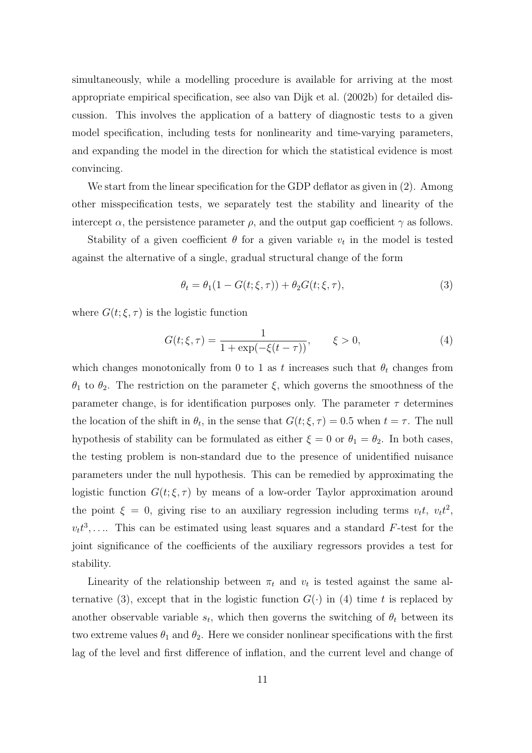simultaneously, while a modelling procedure is available for arriving at the most appropriate empirical specification, see also van Dijk et al. (2002b) for detailed discussion. This involves the application of a battery of diagnostic tests to a given model specification, including tests for nonlinearity and time-varying parameters, and expanding the model in the direction for which the statistical evidence is most convincing.

We start from the linear specification for the GDP deflator as given in (2). Among other misspecification tests, we separately test the stability and linearity of the intercept $\alpha$, the persistence parameter $\rho$, and the output gap coefficient $\gamma$ as follows.

Stability of a given coefficient $\theta$ for a given variable $v_t$ in the model is tested against the alternative of a single, gradual structural change of the form

$$\theta_t = \theta_1(1 - G(t; \xi, \tau)) + \theta_2 G(t; \xi, \tau), \tag{3}$$

where $G(t; \xi, \tau)$ is the logistic function

$$G(t; \xi, \tau) = \frac{1}{1 + \exp(-\xi(t - \tau))}, \qquad \xi > 0, \tag{4}$$

which changes monotonically from 0 to 1 as $t$ increases such that $\theta_t$ changes from $\theta_1$ to $\theta_2$. The restriction on the parameter $\xi$, which governs the smoothness of the parameter change, is for identification purposes only. The parameter $\tau$ determines the location of the shift in $\theta_t$, in the sense that $G(t; \xi, \tau) = 0.5$ when $t = \tau$. The null hypothesis of stability can be formulated as either $\xi = 0$ or $\theta_1 = \theta_2$. In both cases, the testing problem is non-standard due to the presence of unidentified nuisance parameters under the null hypothesis. This can be remedied by approximating the logistic function $G(t; \xi, \tau)$ by means of a low-order Taylor approximation around the point $\xi = 0$, giving rise to an auxiliary regression including terms $v_t t$, $v_t t^2$, $v_t t^3, \ldots$. This can be estimated using least squares and a standard $F$-test for the joint significance of the coefficients of the auxiliary regressors provides a test for stability.

Linearity of the relationship between $\pi_t$ and $v_t$ is tested against the same alternative (3), except that in the logistic function $G(\cdot)$ in (4) time $t$ is replaced by another observable variable $s_t$, which then governs the switching of $\theta_t$ between its two extreme values $\theta_1$ and $\theta_2$. Here we consider nonlinear specifications with the first lag of the level and first difference of inflation, and the current level and change of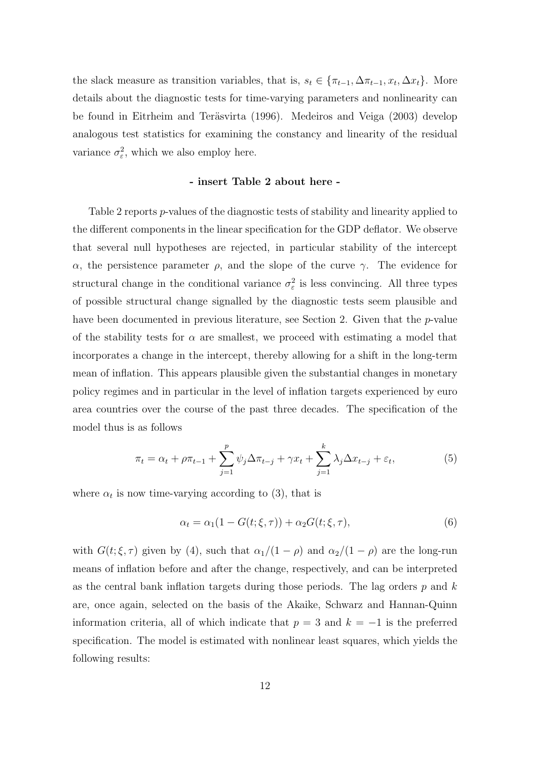the slack measure as transition variables, that is, $s_t \in \{\pi_{t-1}, \Delta\pi_{t-1}, x_t, \Delta x_t\}$. More details about the diagnostic tests for time-varying parameters and nonlinearity can be found in Eitrheim and Teräsvirta (1996). Medeiros and Veiga (2003) develop analogous test statistics for examining the constancy and linearity of the residual variance $\sigma_\varepsilon^2$, which we also employ here.

**- insert Table 2 about here -**

Table 2 reports $p$-values of the diagnostic tests of stability and linearity applied to the different components in the linear specification for the GDP deflator. We observe that several null hypotheses are rejected, in particular stability of the intercept $\alpha$, the persistence parameter $\rho$, and the slope of the curve $\gamma$. The evidence for structural change in the conditional variance $\sigma_\varepsilon^2$ is less convincing. All three types of possible structural change signalled by the diagnostic tests seem plausible and have been documented in previous literature, see Section 2. Given that the $p$-value of the stability tests for $\alpha$ are smallest, we proceed with estimating a model that incorporates a change in the intercept, thereby allowing for a shift in the long-term mean of inflation. This appears plausible given the substantial changes in monetary policy regimes and in particular in the level of inflation targets experienced by euro area countries over the course of the past three decades. The specification of the model thus is as follows

$$\pi_t = \alpha_t + \rho\pi_{t-1} + \sum_{j=1}^{p} \psi_j \Delta\pi_{t-j} + \gamma x_t + \sum_{j=1}^{k} \lambda_j \Delta x_{t-j} + \varepsilon_t, \tag{5}$$

where $\alpha_t$ is now time-varying according to (3), that is

$$\alpha_t = \alpha_1(1 - G(t;\xi,\tau)) + \alpha_2 G(t;\xi,\tau), \tag{6}$$

with $G(t;\xi,\tau)$ given by (4), such that $\alpha_1/(1-\rho)$ and $\alpha_2/(1-\rho)$ are the long-run means of inflation before and after the change, respectively, and can be interpreted as the central bank inflation targets during those periods. The lag orders $p$ and $k$ are, once again, selected on the basis of the Akaike, Schwarz and Hannan-Quinn information criteria, all of which indicate that $p = 3$ and $k = -1$ is the preferred specification. The model is estimated with nonlinear least squares, which yields the following results: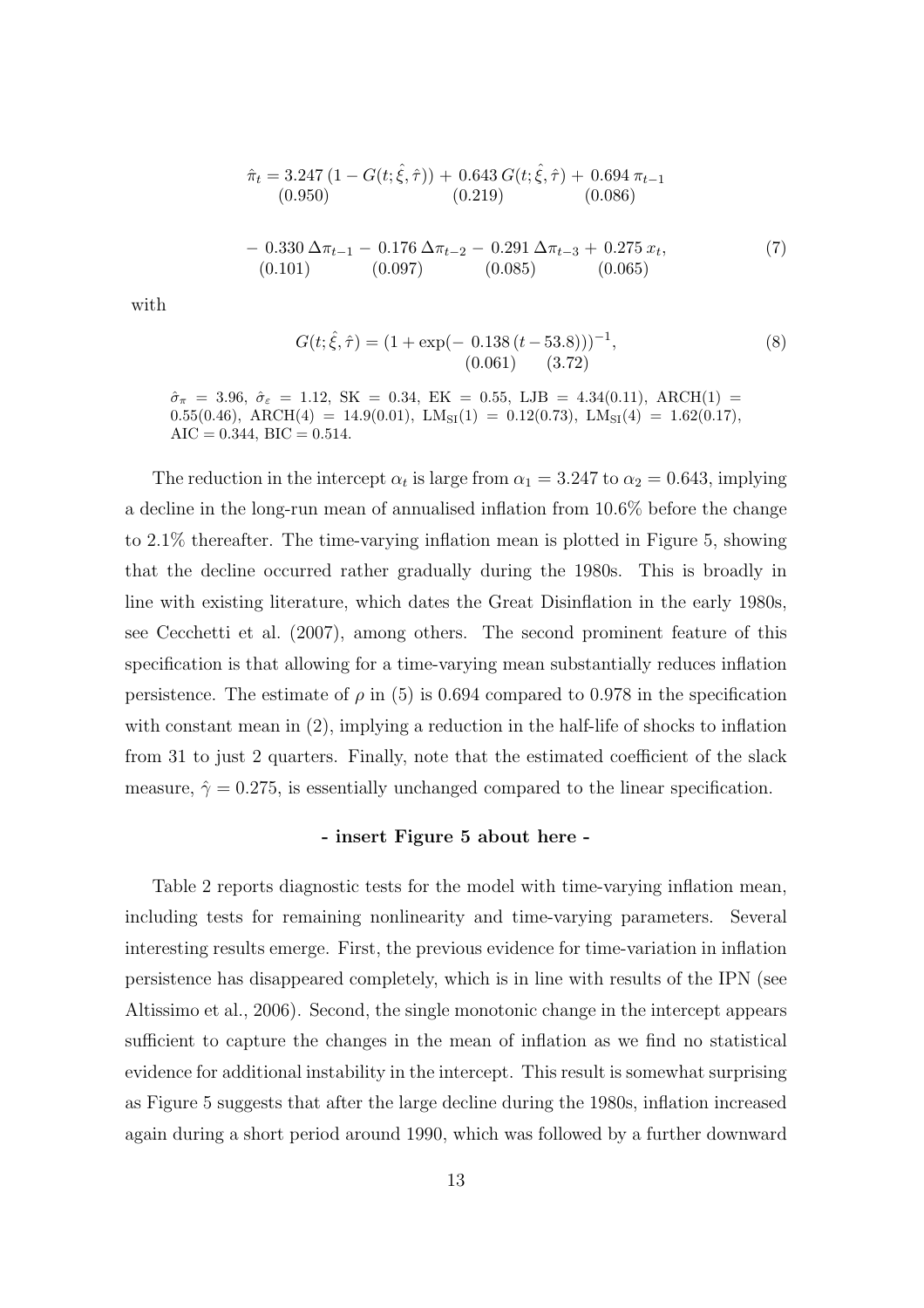$$
\begin{aligned}
\hat{\pi}_t = \underset{(0.950)}{3.247}\,(1 - G(t;\hat{\xi},\hat{\tau})) + \underset{(0.219)}{0.643}\,G(t;\hat{\xi},\hat{\tau}) + \underset{(0.086)}{0.694}\,\pi_{t-1} \\
- \underset{(0.101)}{0.330}\,\Delta\pi_{t-1} - \underset{(0.097)}{0.176}\,\Delta\pi_{t-2} - \underset{(0.085)}{0.291}\,\Delta\pi_{t-3} + \underset{(0.065)}{0.275}\,x_t,
\end{aligned}
\tag{7}
$$

with

$$
G(t;\hat{\xi},\hat{\tau}) = (1 + \exp(-\underset{(0.061)}{0.138}\,(t - \underset{(3.72)}{53.8})))^{-1},
\tag{8}
$$

$\hat{\sigma}_\pi = 3.96$, $\hat{\sigma}_\varepsilon = 1.12$, SK $= 0.34$, EK $= 0.55$, LJB $= 4.34(0.11)$, ARCH(1) $= 0.55(0.46)$, ARCH(4) $= 14.9(0.01)$, $\text{LM}_{\text{SI}}(1) = 0.12(0.73)$, $\text{LM}_{\text{SI}}(4) = 1.62(0.17)$, AIC $= 0.344$, BIC $= 0.514$.

The reduction in the intercept $\alpha_t$ is large from $\alpha_1 = 3.247$ to $\alpha_2 = 0.643$, implying a decline in the long-run mean of annualised inflation from 10.6% before the change to 2.1% thereafter. The time-varying inflation mean is plotted in Figure 5, showing that the decline occurred rather gradually during the 1980s. This is broadly in line with existing literature, which dates the Great Disinflation in the early 1980s, see Cecchetti et al. (2007), among others. The second prominent feature of this specification is that allowing for a time-varying mean substantially reduces inflation persistence. The estimate of $\rho$ in (5) is 0.694 compared to 0.978 in the specification with constant mean in (2), implying a reduction in the half-life of shocks to inflation from 31 to just 2 quarters. Finally, note that the estimated coefficient of the slack measure, $\hat{\gamma} = 0.275$, is essentially unchanged compared to the linear specification.

**- insert Figure 5 about here -**

Table 2 reports diagnostic tests for the model with time-varying inflation mean, including tests for remaining nonlinearity and time-varying parameters. Several interesting results emerge. First, the previous evidence for time-variation in inflation persistence has disappeared completely, which is in line with results of the IPN (see Altissimo et al., 2006). Second, the single monotonic change in the intercept appears sufficient to capture the changes in the mean of inflation as we find no statistical evidence for additional instability in the intercept. This result is somewhat surprising as Figure 5 suggests that after the large decline during the 1980s, inflation increased again during a short period around 1990, which was followed by a further downward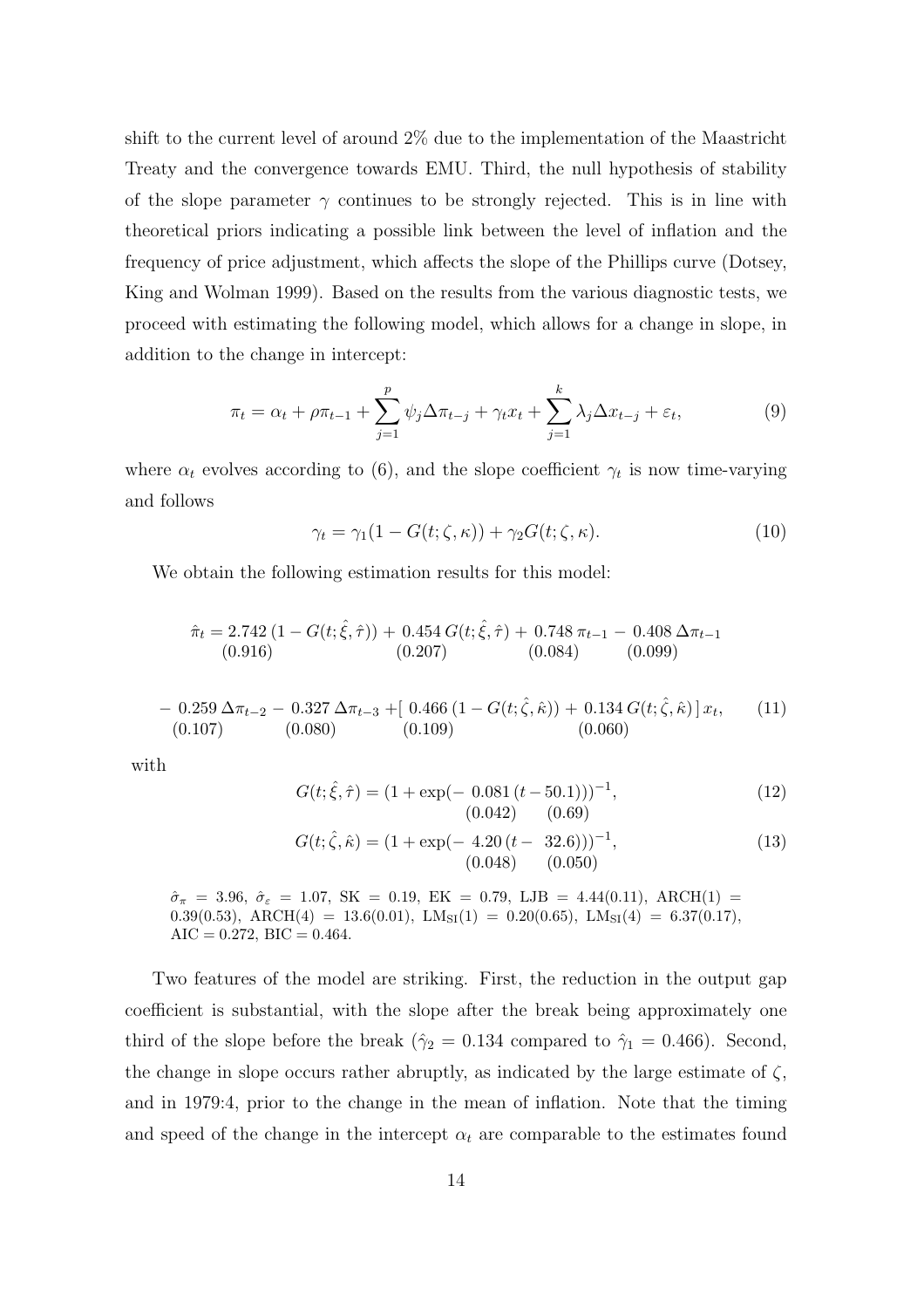shift to the current level of around 2% due to the implementation of the Maastricht Treaty and the convergence towards EMU. Third, the null hypothesis of stability of the slope parameter $\gamma$ continues to be strongly rejected. This is in line with theoretical priors indicating a possible link between the level of inflation and the frequency of price adjustment, which affects the slope of the Phillips curve (Dotsey, King and Wolman 1999). Based on the results from the various diagnostic tests, we proceed with estimating the following model, which allows for a change in slope, in addition to the change in intercept:

$$\pi_t = \alpha_t + \rho\pi_{t-1} + \sum_{j=1}^{p} \psi_j \Delta\pi_{t-j} + \gamma_t x_t + \sum_{j=1}^{k} \lambda_j \Delta x_{t-j} + \varepsilon_t, \tag{9}$$

where $\alpha_t$ evolves according to (6), and the slope coefficient $\gamma_t$ is now time-varying and follows

$$\gamma_t = \gamma_1(1 - G(t; \zeta, \kappa)) + \gamma_2 G(t; \zeta, \kappa). \tag{10}$$

We obtain the following estimation results for this model:

$$\hat{\pi}_t = \underset{(0.916)}{2.742}\,(1 - G(t; \hat{\xi}, \hat{\tau})) + \underset{(0.207)}{0.454}\,G(t; \hat{\xi}, \hat{\tau}) + \underset{(0.084)}{0.748}\,\pi_{t-1} - \underset{(0.099)}{0.408}\,\Delta\pi_{t-1}$$

$$- \underset{(0.107)}{0.259}\,\Delta\pi_{t-2} - \underset{(0.080)}{0.327}\,\Delta\pi_{t-3} + [\,\underset{(0.109)}{0.466}\,(1 - G(t; \hat{\zeta}, \hat{\kappa})) + \underset{(0.060)}{0.134}\,G(t; \hat{\zeta}, \hat{\kappa})\,]\,x_t, \tag{11}$$

with

$$G(t; \hat{\xi}, \hat{\tau}) = (1 + \exp(-\underset{(0.042)}{0.081}\,(t - \underset{(0.69)}{50.1})))^{-1}, \tag{12}$$

$$G(t; \hat{\zeta}, \hat{\kappa}) = (1 + \exp(-\underset{(0.048)}{4.20}\,(t - \underset{(0.050)}{32.6})))^{-1}, \tag{13}$$

$\hat{\sigma}_\pi = 3.96$, $\hat{\sigma}_\varepsilon = 1.07$, SK $= 0.19$, EK $= 0.79$, LJB $= 4.44(0.11)$, ARCH(1) $= 0.39(0.53)$, ARCH(4) $= 13.6(0.01)$, $\text{LM}_{\text{SI}}(1) = 0.20(0.65)$, $\text{LM}_{\text{SI}}(4) = 6.37(0.17)$, AIC $= 0.272$, BIC $= 0.464$.

Two features of the model are striking. First, the reduction in the output gap coefficient is substantial, with the slope after the break being approximately one third of the slope before the break ($\hat{\gamma}_2 = 0.134$ compared to $\hat{\gamma}_1 = 0.466$). Second, the change in slope occurs rather abruptly, as indicated by the large estimate of $\zeta$, and in 1979:4, prior to the change in the mean of inflation. Note that the timing and speed of the change in the intercept $\alpha_t$ are comparable to the estimates found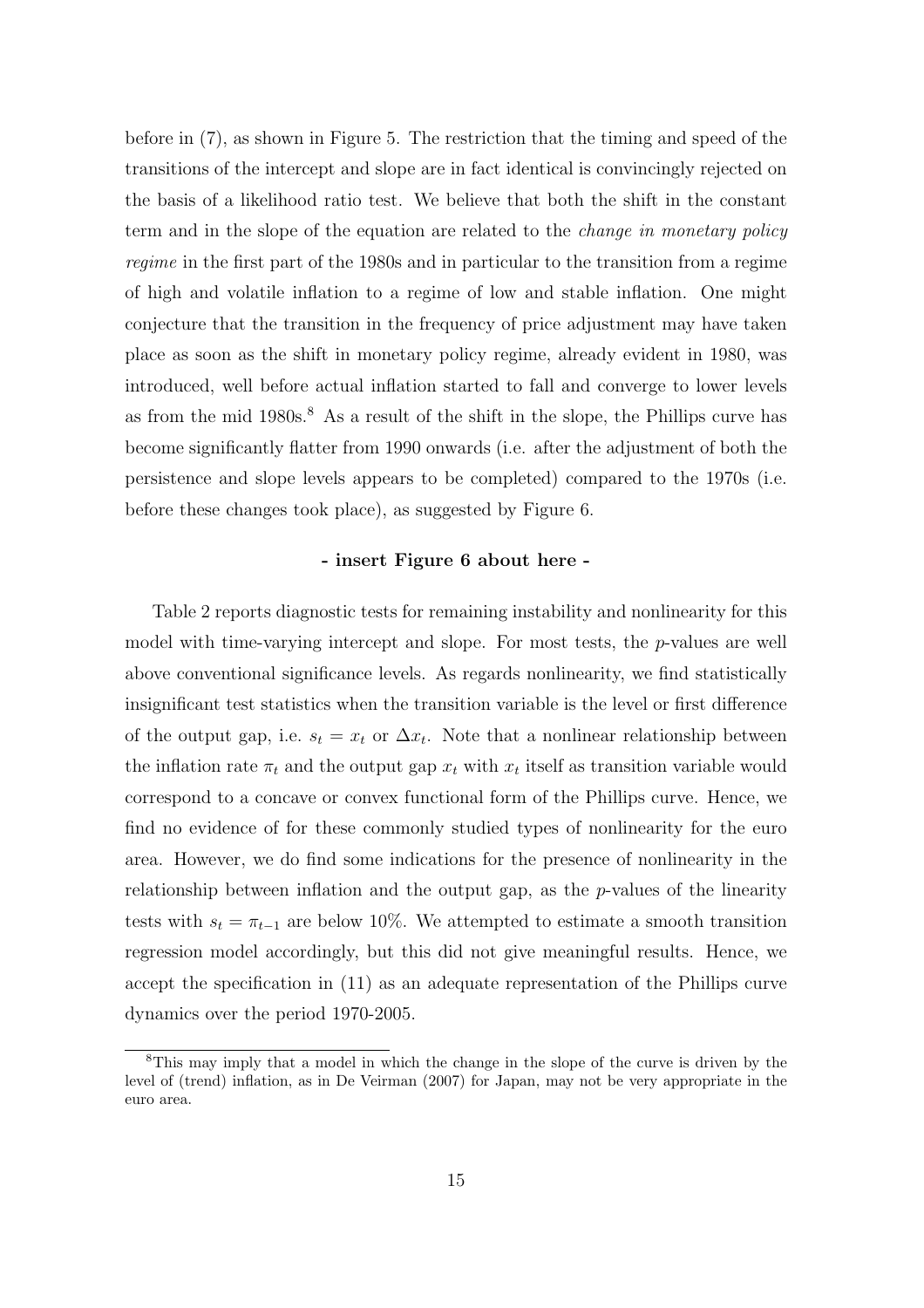before in (7), as shown in Figure 5. The restriction that the timing and speed of the transitions of the intercept and slope are in fact identical is convincingly rejected on the basis of a likelihood ratio test. We believe that both the shift in the constant term and in the slope of the equation are related to the *change in monetary policy regime* in the first part of the 1980s and in particular to the transition from a regime of high and volatile inflation to a regime of low and stable inflation. One might conjecture that the transition in the frequency of price adjustment may have taken place as soon as the shift in monetary policy regime, already evident in 1980, was introduced, well before actual inflation started to fall and converge to lower levels as from the mid 1980s.[8] As a result of the shift in the slope, the Phillips curve has become significantly flatter from 1990 onwards (i.e. after the adjustment of both the persistence and slope levels appears to be completed) compared to the 1970s (i.e. before these changes took place), as suggested by Figure 6.

**- insert Figure 6 about here -**

Table 2 reports diagnostic tests for remaining instability and nonlinearity for this model with time-varying intercept and slope. For most tests, the $p$-values are well above conventional significance levels. As regards nonlinearity, we find statistically insignificant test statistics when the transition variable is the level or first difference of the output gap, i.e. $s_t = x_t$ or $\Delta x_t$. Note that a nonlinear relationship between the inflation rate $\pi_t$ and the output gap $x_t$ with $x_t$ itself as transition variable would correspond to a concave or convex functional form of the Phillips curve. Hence, we find no evidence of for these commonly studied types of nonlinearity for the euro area. However, we do find some indications for the presence of nonlinearity in the relationship between inflation and the output gap, as the $p$-values of the linearity tests with $s_t = \pi_{t-1}$ are below 10%. We attempted to estimate a smooth transition regression model accordingly, but this did not give meaningful results. Hence, we accept the specification in (11) as an adequate representation of the Phillips curve dynamics over the period 1970-2005.

[8] This may imply that a model in which the change in the slope of the curve is driven by the level of (trend) inflation, as in De Veirman (2007) for Japan, may not be very appropriate in the euro area.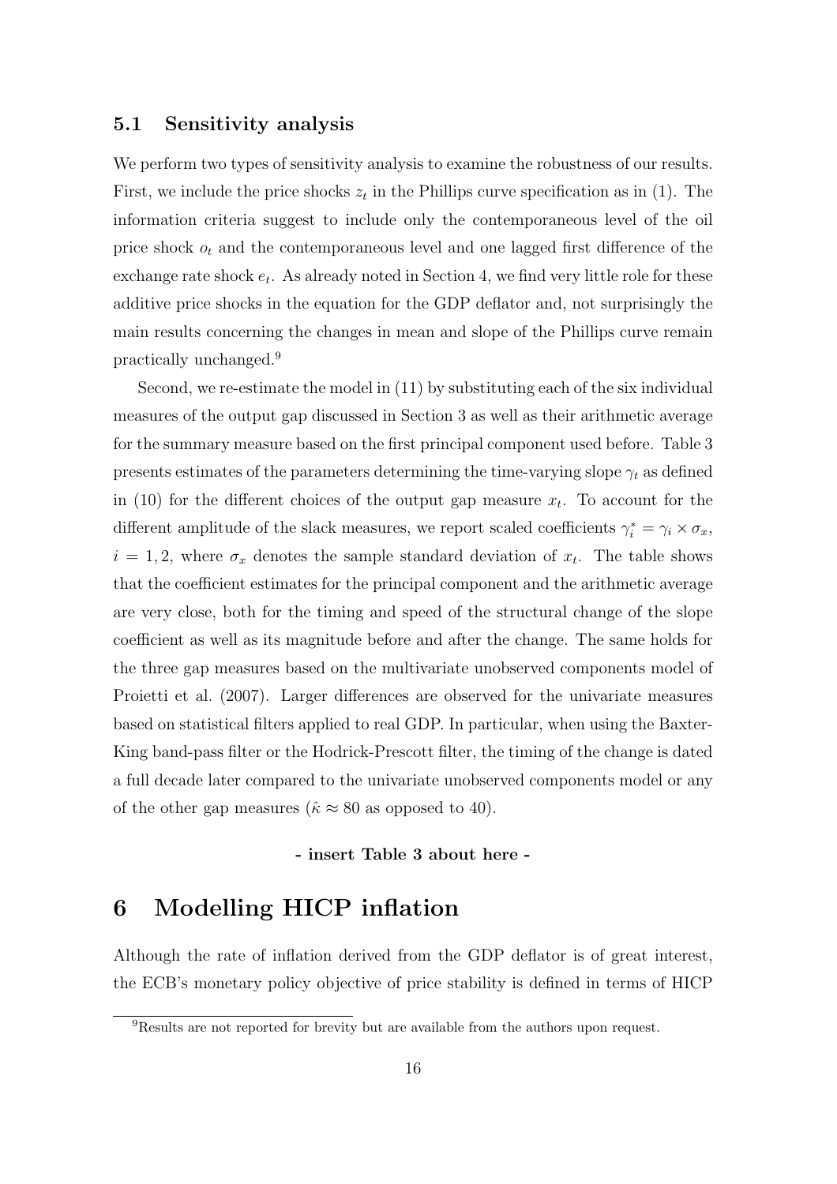### 5.1 Sensitivity analysis

We perform two types of sensitivity analysis to examine the robustness of our results. First, we include the price shocks $z_t$ in the Phillips curve specification as in (1). The information criteria suggest to include only the contemporaneous level of the oil price shock $o_t$ and the contemporaneous level and one lagged first difference of the exchange rate shock $e_t$. As already noted in Section 4, we find very little role for these additive price shocks in the equation for the GDP deflator and, not surprisingly the main results concerning the changes in mean and slope of the Phillips curve remain practically unchanged.[9]

Second, we re-estimate the model in (11) by substituting each of the six individual measures of the output gap discussed in Section 3 as well as their arithmetic average for the summary measure based on the first principal component used before. Table 3 presents estimates of the parameters determining the time-varying slope $\gamma_t$ as defined in (10) for the different choices of the output gap measure $x_t$. To account for the different amplitude of the slack measures, we report scaled coefficients $\gamma_i^* = \gamma_i \times \sigma_x$, $i = 1, 2$, where $\sigma_x$ denotes the sample standard deviation of $x_t$. The table shows that the coefficient estimates for the principal component and the arithmetic average are very close, both for the timing and speed of the structural change of the slope coefficient as well as its magnitude before and after the change. The same holds for the three gap measures based on the multivariate unobserved components model of Proietti et al. (2007). Larger differences are observed for the univariate measures based on statistical filters applied to real GDP. In particular, when using the Baxter-King band-pass filter or the Hodrick-Prescott filter, the timing of the change is dated a full decade later compared to the univariate unobserved components model or any of the other gap measures ($\hat{\kappa} \approx 80$ as opposed to 40).

**- insert Table 3 about here -**

# 6 Modelling HICP inflation

Although the rate of inflation derived from the GDP deflator is of great interest, the ECB's monetary policy objective of price stability is defined in terms of HICP

[9] Results are not reported for brevity but are available from the authors upon request.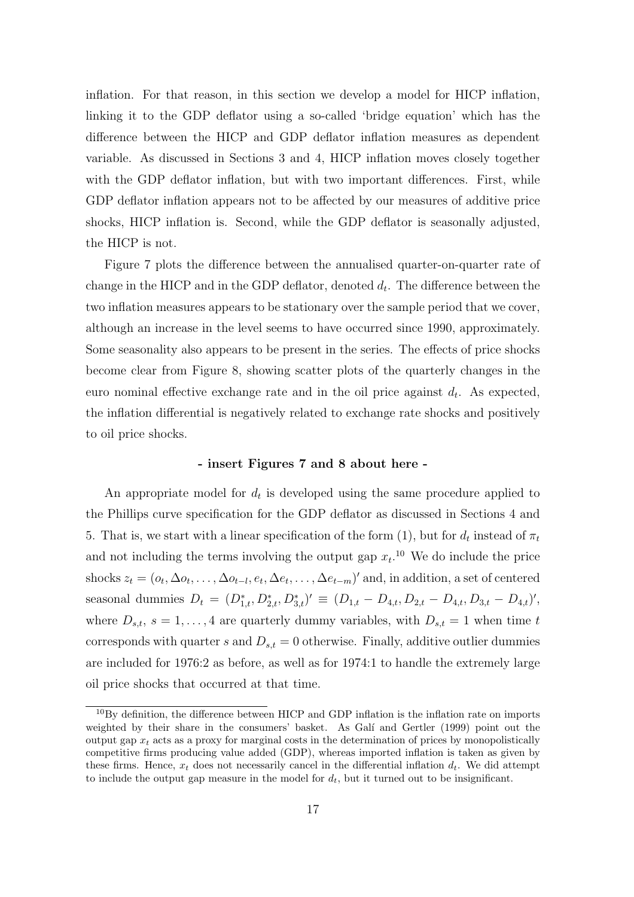inflation. For that reason, in this section we develop a model for HICP inflation, linking it to the GDP deflator using a so-called 'bridge equation' which has the difference between the HICP and GDP deflator inflation measures as dependent variable. As discussed in Sections 3 and 4, HICP inflation moves closely together with the GDP deflator inflation, but with two important differences. First, while GDP deflator inflation appears not to be affected by our measures of additive price shocks, HICP inflation is. Second, while the GDP deflator is seasonally adjusted, the HICP is not.

Figure 7 plots the difference between the annualised quarter-on-quarter rate of change in the HICP and in the GDP deflator, denoted $d_t$. The difference between the two inflation measures appears to be stationary over the sample period that we cover, although an increase in the level seems to have occurred since 1990, approximately. Some seasonality also appears to be present in the series. The effects of price shocks become clear from Figure 8, showing scatter plots of the quarterly changes in the euro nominal effective exchange rate and in the oil price against $d_t$. As expected, the inflation differential is negatively related to exchange rate shocks and positively to oil price shocks.

**- insert Figures 7 and 8 about here -**

An appropriate model for $d_t$ is developed using the same procedure applied to the Phillips curve specification for the GDP deflator as discussed in Sections 4 and 5. That is, we start with a linear specification of the form (1), but for $d_t$ instead of $\pi_t$ and not including the terms involving the output gap $x_t$.[10] We do include the price shocks $z_t = (o_t, \Delta o_t, \ldots, \Delta o_{t-l}, e_t, \Delta e_t, \ldots, \Delta e_{t-m})'$ and, in addition, a set of centered seasonal dummies $D_t = (D^*_{1,t}, D^*_{2,t}, D^*_{3,t})' \equiv (D_{1,t} - D_{4,t}, D_{2,t} - D_{4,t}, D_{3,t} - D_{4,t})'$, where $D_{s,t}$, $s = 1, \ldots, 4$ are quarterly dummy variables, with $D_{s,t} = 1$ when time $t$ corresponds with quarter $s$ and $D_{s,t} = 0$ otherwise. Finally, additive outlier dummies are included for 1976:2 as before, as well as for 1974:1 to handle the extremely large oil price shocks that occurred at that time.

[10] By definition, the difference between HICP and GDP inflation is the inflation rate on imports weighted by their share in the consumers' basket. As Galí and Gertler (1999) point out the output gap $x_t$ acts as a proxy for marginal costs in the determination of prices by monopolistically competitive firms producing value added (GDP), whereas imported inflation is taken as given by these firms. Hence, $x_t$ does not necessarily cancel in the differential inflation $d_t$. We did attempt to include the output gap measure in the model for $d_t$, but it turned out to be insignificant.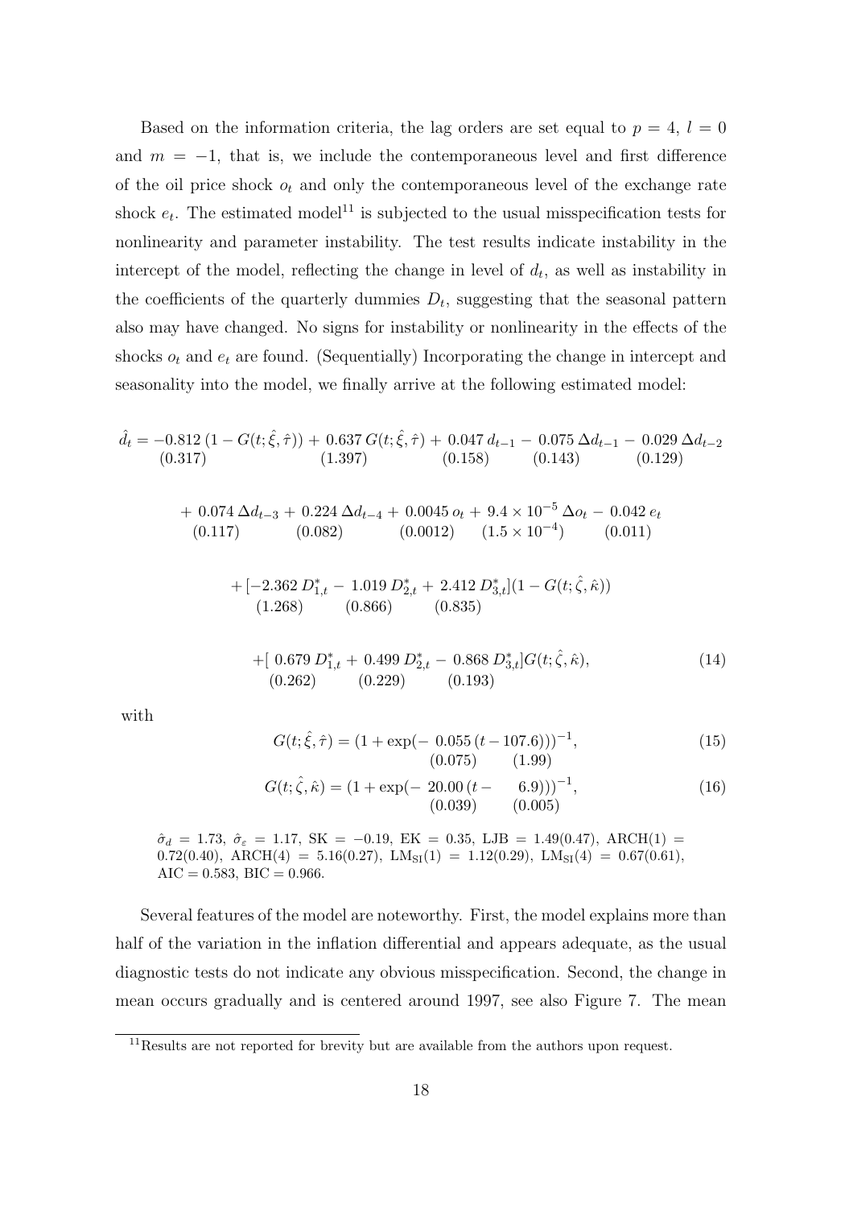Based on the information criteria, the lag orders are set equal to $p = 4$, $l = 0$ and $m = -1$, that is, we include the contemporaneous level and first difference of the oil price shock $o_t$ and only the contemporaneous level of the exchange rate shock $e_t$. The estimated model[11] is subjected to the usual misspecification tests for nonlinearity and parameter instability. The test results indicate instability in the intercept of the model, reflecting the change in level of $d_t$, as well as instability in the coefficients of the quarterly dummies $D_t$, suggesting that the seasonal pattern also may have changed. No signs for instability or nonlinearity in the effects of the shocks $o_t$ and $e_t$ are found. (Sequentially) Incorporating the change in intercept and seasonality into the model, we finally arrive at the following estimated model:

$$
\begin{aligned}
\hat{d}_t = & \underset{(0.317)}{-0.812}\,(1 - G(t;\hat{\xi},\hat{\tau})) + \underset{(1.397)}{0.637}\,G(t;\hat{\xi},\hat{\tau}) + \underset{(0.158)}{0.047}\,d_{t-1} - \underset{(0.143)}{0.075}\,\Delta d_{t-1} - \underset{(0.129)}{0.029}\,\Delta d_{t-2} \\
& + \underset{(0.117)}{0.074}\,\Delta d_{t-3} + \underset{(0.082)}{0.224}\,\Delta d_{t-4} + \underset{(0.0012)}{0.0045}\,o_t + \underset{(1.5\times 10^{-4})}{9.4\times 10^{-5}}\,\Delta o_t - \underset{(0.011)}{0.042}\,e_t \\
& + [\underset{(1.268)}{-2.362}\,D^*_{1,t} - \underset{(0.866)}{1.019}\,D^*_{2,t} + \underset{(0.835)}{2.412}\,D^*_{3,t}](1 - G(t;\hat{\zeta},\hat{\kappa})) \\
& + [\underset{(0.262)}{0.679}\,D^*_{1,t} + \underset{(0.229)}{0.499}\,D^*_{2,t} - \underset{(0.193)}{0.868}\,D^*_{3,t}]G(t;\hat{\zeta},\hat{\kappa}),
\end{aligned} \tag{14}
$$

with

$$
G(t;\hat{\xi},\hat{\tau}) = (1 + \exp(-\underset{(0.075)}{0.055}\,(t - \underset{(1.99)}{107.6})))^{-1}, \tag{15}
$$

$$
G(t;\hat{\zeta},\hat{\kappa}) = (1 + \exp(-\underset{(0.039)}{20.00}\,(t - \underset{(0.005)}{6.9})))^{-1}, \tag{16}
$$

$\hat{\sigma}_d = 1.73$, $\hat{\sigma}_\varepsilon = 1.17$, SK $= -0.19$, EK $= 0.35$, LJB $= 1.49(0.47)$, ARCH(1) $= 0.72(0.40)$, ARCH(4) $= 5.16(0.27)$, $\text{LM}_{\text{SI}}(1) = 1.12(0.29)$, $\text{LM}_{\text{SI}}(4) = 0.67(0.61)$, AIC $= 0.583$, BIC $= 0.966$.

Several features of the model are noteworthy. First, the model explains more than half of the variation in the inflation differential and appears adequate, as the usual diagnostic tests do not indicate any obvious misspecification. Second, the change in mean occurs gradually and is centered around 1997, see also Figure 7. The mean

[11] Results are not reported for brevity but are available from the authors upon request.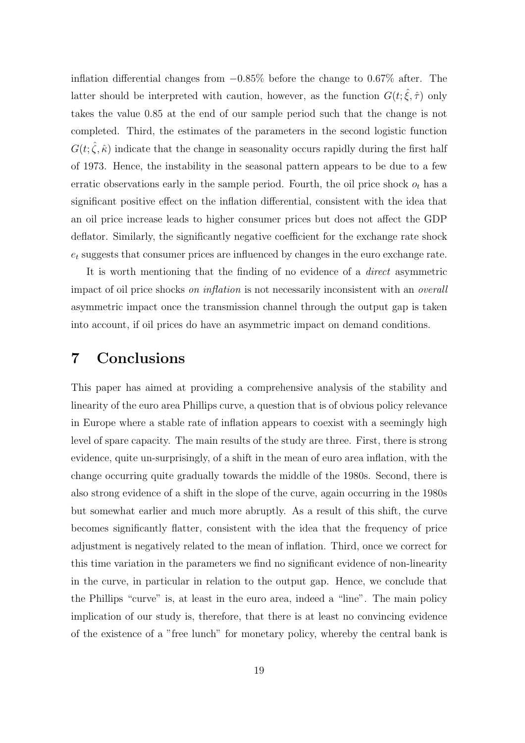inflation differential changes from $-0.85\%$ before the change to $0.67\%$ after. The latter should be interpreted with caution, however, as the function $G(t; \hat{\xi}, \hat{\tau})$ only takes the value 0.85 at the end of our sample period such that the change is not completed. Third, the estimates of the parameters in the second logistic function $G(t; \hat{\zeta}, \hat{\kappa})$ indicate that the change in seasonality occurs rapidly during the first half of 1973. Hence, the instability in the seasonal pattern appears to be due to a few erratic observations early in the sample period. Fourth, the oil price shock $o_t$ has a significant positive effect on the inflation differential, consistent with the idea that an oil price increase leads to higher consumer prices but does not affect the GDP deflator. Similarly, the significantly negative coefficient for the exchange rate shock $e_t$ suggests that consumer prices are influenced by changes in the euro exchange rate.

It is worth mentioning that the finding of no evidence of a *direct* asymmetric impact of oil price shocks *on inflation* is not necessarily inconsistent with an *overall* asymmetric impact once the transmission channel through the output gap is taken into account, if oil prices do have an asymmetric impact on demand conditions.

# 7 Conclusions

This paper has aimed at providing a comprehensive analysis of the stability and linearity of the euro area Phillips curve, a question that is of obvious policy relevance in Europe where a stable rate of inflation appears to coexist with a seemingly high level of spare capacity. The main results of the study are three. First, there is strong evidence, quite un-surprisingly, of a shift in the mean of euro area inflation, with the change occurring quite gradually towards the middle of the 1980s. Second, there is also strong evidence of a shift in the slope of the curve, again occurring in the 1980s but somewhat earlier and much more abruptly. As a result of this shift, the curve becomes significantly flatter, consistent with the idea that the frequency of price adjustment is negatively related to the mean of inflation. Third, once we correct for this time variation in the parameters we find no significant evidence of non-linearity in the curve, in particular in relation to the output gap. Hence, we conclude that the Phillips "curve" is, at least in the euro area, indeed a "line". The main policy implication of our study is, therefore, that there is at least no convincing evidence of the existence of a "free lunch" for monetary policy, whereby the central bank is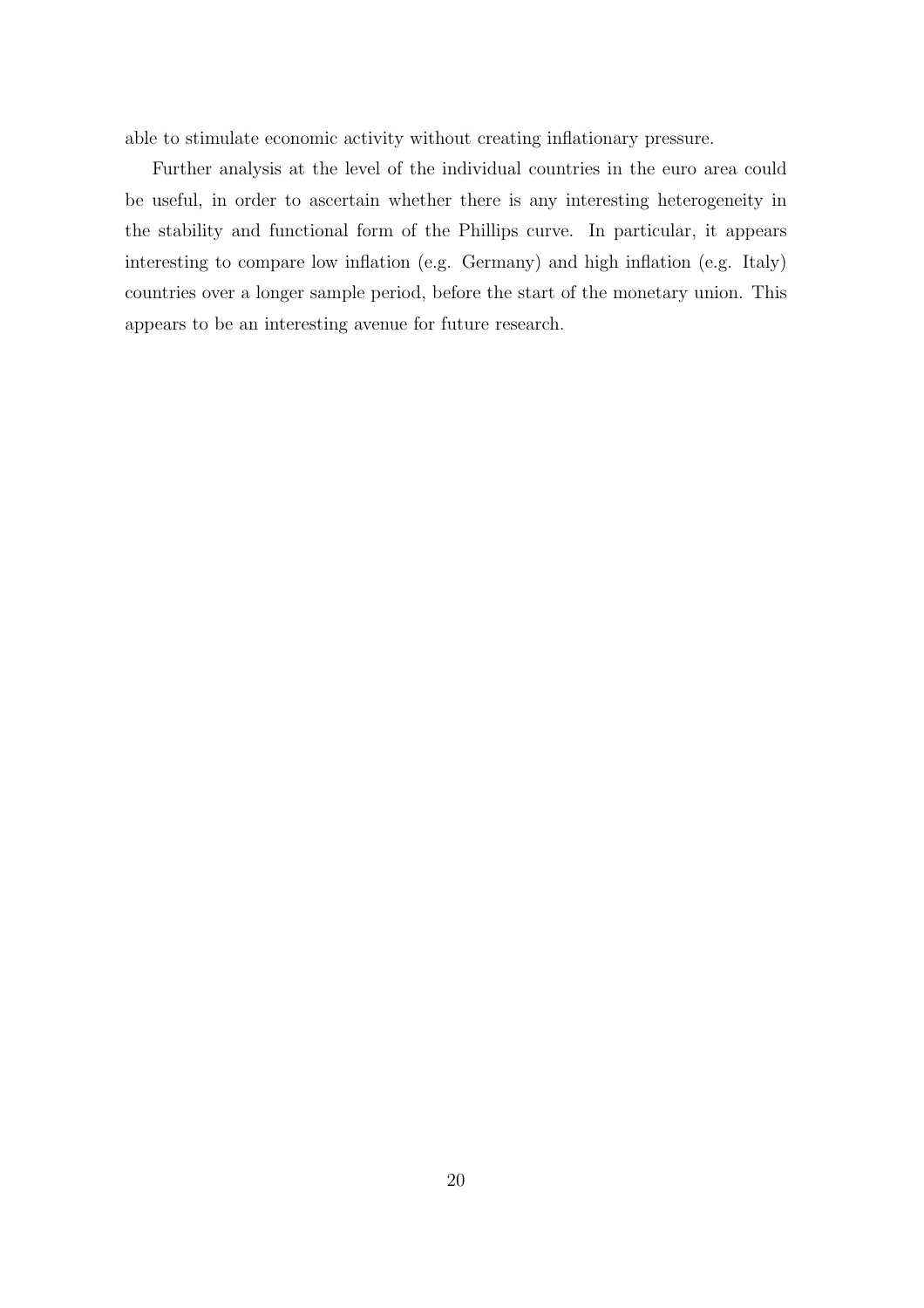able to stimulate economic activity without creating inflationary pressure.

Further analysis at the level of the individual countries in the euro area could be useful, in order to ascertain whether there is any interesting heterogeneity in the stability and functional form of the Phillips curve. In particular, it appears interesting to compare low inflation (e.g. Germany) and high inflation (e.g. Italy) countries over a longer sample period, before the start of the monetary union. This appears to be an interesting avenue for future research.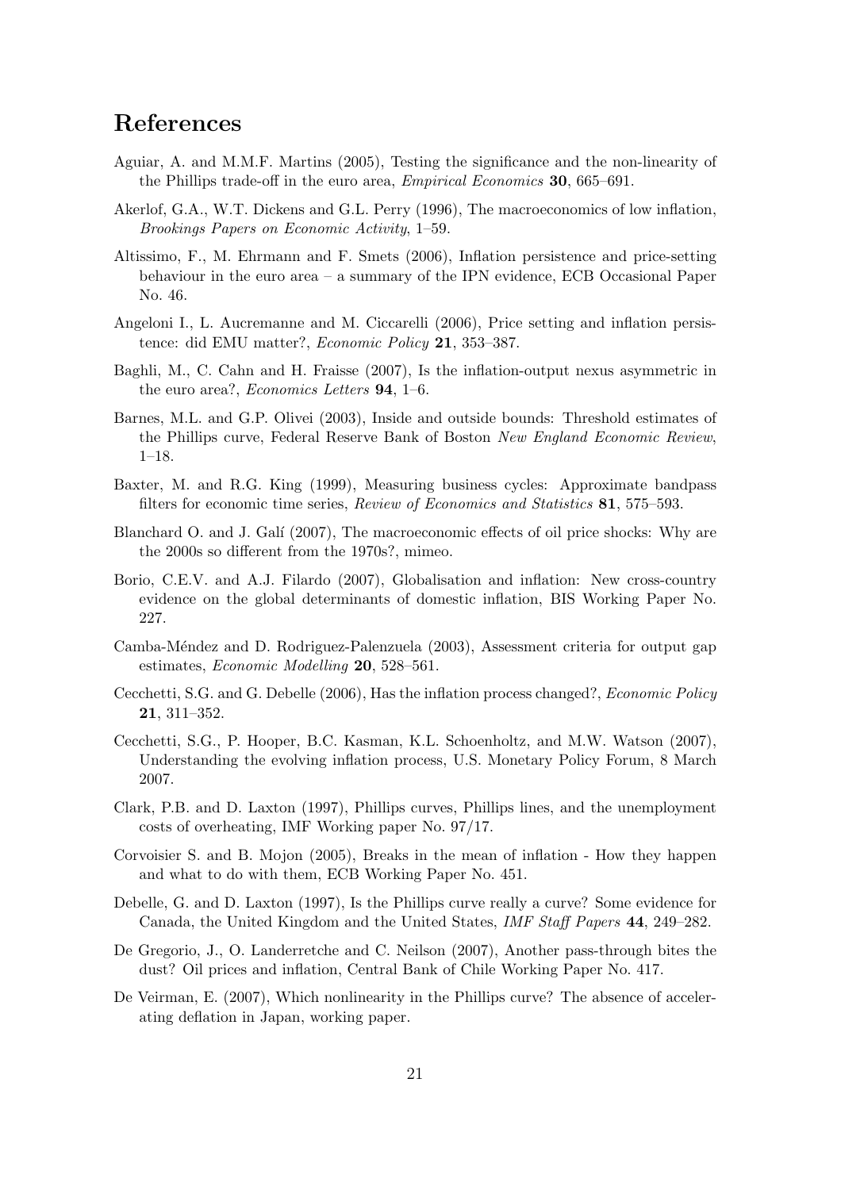## References

Aguiar, A. and M.M.F. Martins (2005), Testing the significance and the non-linearity of the Phillips trade-off in the euro area, *Empirical Economics* **30**, 665–691.

Akerlof, G.A., W.T. Dickens and G.L. Perry (1996), The macroeconomics of low inflation, *Brookings Papers on Economic Activity*, 1–59.

Altissimo, F., M. Ehrmann and F. Smets (2006), Inflation persistence and price-setting behaviour in the euro area – a summary of the IPN evidence, ECB Occasional Paper No. 46.

Angeloni I., L. Aucremanne and M. Ciccarelli (2006), Price setting and inflation persistence: did EMU matter?, *Economic Policy* **21**, 353–387.

Baghli, M., C. Cahn and H. Fraisse (2007), Is the inflation-output nexus asymmetric in the euro area?, *Economics Letters* **94**, 1–6.

Barnes, M.L. and G.P. Olivei (2003), Inside and outside bounds: Threshold estimates of the Phillips curve, Federal Reserve Bank of Boston *New England Economic Review*, 1–18.

Baxter, M. and R.G. King (1999), Measuring business cycles: Approximate bandpass filters for economic time series, *Review of Economics and Statistics* **81**, 575–593.

Blanchard O. and J. Galí (2007), The macroeconomic effects of oil price shocks: Why are the 2000s so different from the 1970s?, mimeo.

Borio, C.E.V. and A.J. Filardo (2007), Globalisation and inflation: New cross-country evidence on the global determinants of domestic inflation, BIS Working Paper No. 227.

Camba-Méndez and D. Rodriguez-Palenzuela (2003), Assessment criteria for output gap estimates, *Economic Modelling* **20**, 528–561.

Cecchetti, S.G. and G. Debelle (2006), Has the inflation process changed?, *Economic Policy* **21**, 311–352.

Cecchetti, S.G., P. Hooper, B.C. Kasman, K.L. Schoenholtz, and M.W. Watson (2007), Understanding the evolving inflation process, U.S. Monetary Policy Forum, 8 March 2007.

Clark, P.B. and D. Laxton (1997), Phillips curves, Phillips lines, and the unemployment costs of overheating, IMF Working paper No. 97/17.

Corvoisier S. and B. Mojon (2005), Breaks in the mean of inflation - How they happen and what to do with them, ECB Working Paper No. 451.

Debelle, G. and D. Laxton (1997), Is the Phillips curve really a curve? Some evidence for Canada, the United Kingdom and the United States, *IMF Staff Papers* **44**, 249–282.

De Gregorio, J., O. Landerretche and C. Neilson (2007), Another pass-through bites the dust? Oil prices and inflation, Central Bank of Chile Working Paper No. 417.

De Veirman, E. (2007), Which nonlinearity in the Phillips curve? The absence of accelerating deflation in Japan, working paper.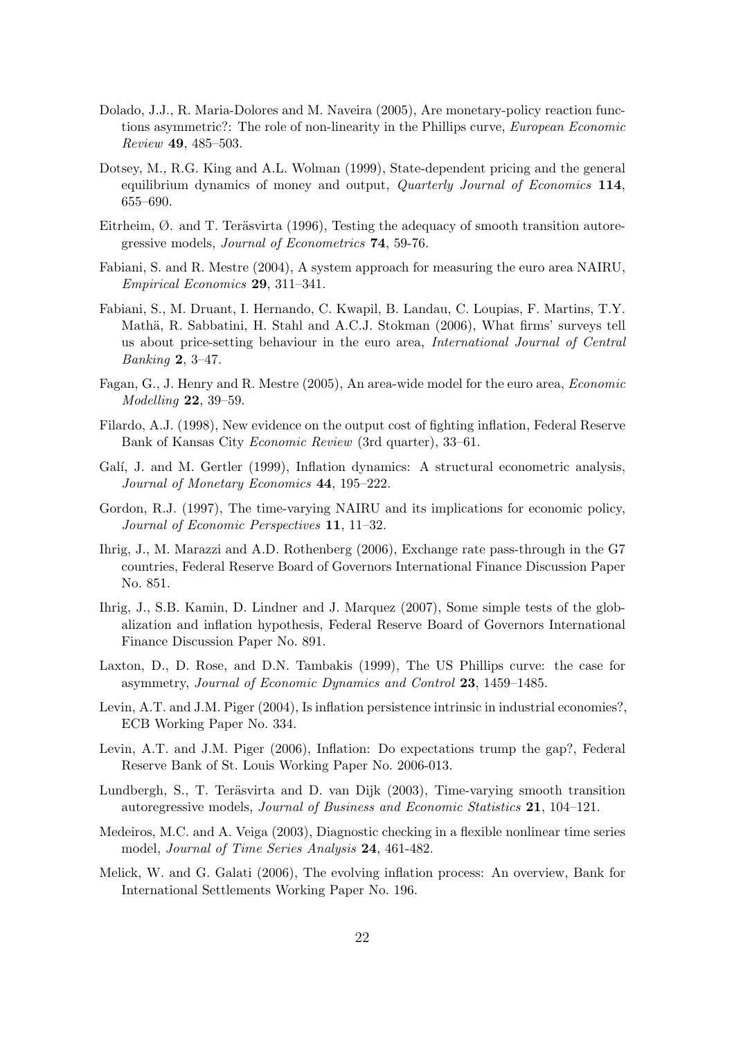Dolado, J.J., R. Maria-Dolores and M. Naveira (2005), Are monetary-policy reaction functions asymmetric?: The role of non-linearity in the Phillips curve, *European Economic Review* **49**, 485–503.

Dotsey, M., R.G. King and A.L. Wolman (1999), State-dependent pricing and the general equilibrium dynamics of money and output, *Quarterly Journal of Economics* **114**, 655–690.

Eitrheim, Ø. and T. Teräsvirta (1996), Testing the adequacy of smooth transition autoregressive models, *Journal of Econometrics* **74**, 59-76.

Fabiani, S. and R. Mestre (2004), A system approach for measuring the euro area NAIRU, *Empirical Economics* **29**, 311–341.

Fabiani, S., M. Druant, I. Hernando, C. Kwapil, B. Landau, C. Loupias, F. Martins, T.Y. Mathä, R. Sabbatini, H. Stahl and A.C.J. Stokman (2006), What firms' surveys tell us about price-setting behaviour in the euro area, *International Journal of Central Banking* **2**, 3–47.

Fagan, G., J. Henry and R. Mestre (2005), An area-wide model for the euro area, *Economic Modelling* **22**, 39–59.

Filardo, A.J. (1998), New evidence on the output cost of fighting inflation, Federal Reserve Bank of Kansas City *Economic Review* (3rd quarter), 33–61.

Galí, J. and M. Gertler (1999), Inflation dynamics: A structural econometric analysis, *Journal of Monetary Economics* **44**, 195–222.

Gordon, R.J. (1997), The time-varying NAIRU and its implications for economic policy, *Journal of Economic Perspectives* **11**, 11–32.

Ihrig, J., M. Marazzi and A.D. Rothenberg (2006), Exchange rate pass-through in the G7 countries, Federal Reserve Board of Governors International Finance Discussion Paper No. 851.

Ihrig, J., S.B. Kamin, D. Lindner and J. Marquez (2007), Some simple tests of the globalization and inflation hypothesis, Federal Reserve Board of Governors International Finance Discussion Paper No. 891.

Laxton, D., D. Rose, and D.N. Tambakis (1999), The US Phillips curve: the case for asymmetry, *Journal of Economic Dynamics and Control* **23**, 1459–1485.

Levin, A.T. and J.M. Piger (2004), Is inflation persistence intrinsic in industrial economies?, ECB Working Paper No. 334.

Levin, A.T. and J.M. Piger (2006), Inflation: Do expectations trump the gap?, Federal Reserve Bank of St. Louis Working Paper No. 2006-013.

Lundbergh, S., T. Teräsvirta and D. van Dijk (2003), Time-varying smooth transition autoregressive models, *Journal of Business and Economic Statistics* **21**, 104–121.

Medeiros, M.C. and A. Veiga (2003), Diagnostic checking in a flexible nonlinear time series model, *Journal of Time Series Analysis* **24**, 461-482.

Melick, W. and G. Galati (2006), The evolving inflation process: An overview, Bank for International Settlements Working Paper No. 196.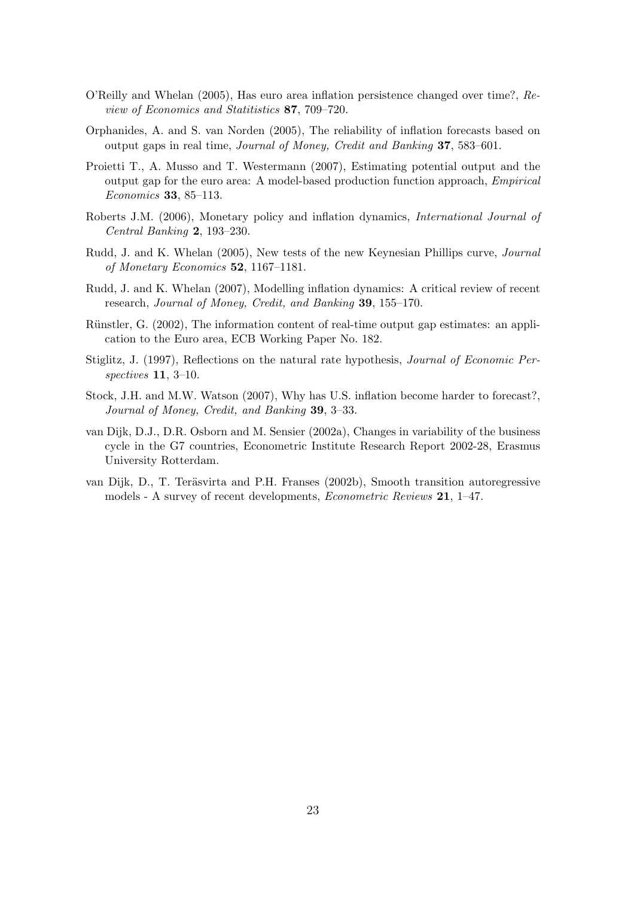O'Reilly and Whelan (2005), Has euro area inflation persistence changed over time?, *Review of Economics and Statitistics* **87**, 709–720.

Orphanides, A. and S. van Norden (2005), The reliability of inflation forecasts based on output gaps in real time, *Journal of Money, Credit and Banking* **37**, 583–601.

Proietti T., A. Musso and T. Westermann (2007), Estimating potential output and the output gap for the euro area: A model-based production function approach, *Empirical Economics* **33**, 85–113.

Roberts J.M. (2006), Monetary policy and inflation dynamics, *International Journal of Central Banking* **2**, 193–230.

Rudd, J. and K. Whelan (2005), New tests of the new Keynesian Phillips curve, *Journal of Monetary Economics* **52**, 1167–1181.

Rudd, J. and K. Whelan (2007), Modelling inflation dynamics: A critical review of recent research, *Journal of Money, Credit, and Banking* **39**, 155–170.

Rünstler, G. (2002), The information content of real-time output gap estimates: an application to the Euro area, ECB Working Paper No. 182.

Stiglitz, J. (1997), Reflections on the natural rate hypothesis, *Journal of Economic Perspectives* **11**, 3–10.

Stock, J.H. and M.W. Watson (2007), Why has U.S. inflation become harder to forecast?, *Journal of Money, Credit, and Banking* **39**, 3–33.

van Dijk, D.J., D.R. Osborn and M. Sensier (2002a), Changes in variability of the business cycle in the G7 countries, Econometric Institute Research Report 2002-28, Erasmus University Rotterdam.

van Dijk, D., T. Teräsvirta and P.H. Franses (2002b), Smooth transition autoregressive models - A survey of recent developments, *Econometric Reviews* **21**, 1–47.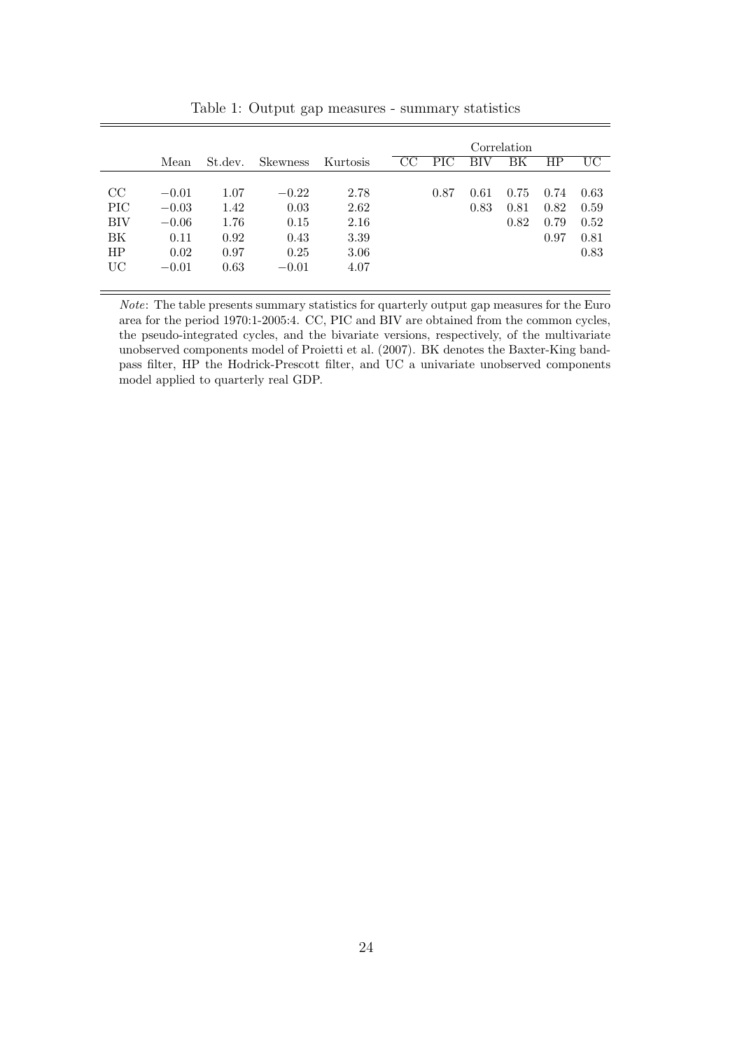Table 1: Output gap measures - summary statistics

| | Mean | St.dev. | Skewness | Kurtosis | Correlation | | | | | |
|---|---|---|---|---|---|---|---|---|---|---|
| | | | | | CC | PIC | BIV | BK | HP | UC |
| CC | $-0.01$ | 1.07 | $-0.22$ | 2.78 | | 0.87 | 0.61 | 0.75 | 0.74 | 0.63 |
| PIC | $-0.03$ | 1.42 | 0.03 | 2.62 | | | 0.83 | 0.81 | 0.82 | 0.59 |
| BIV | $-0.06$ | 1.76 | 0.15 | 2.16 | | | | 0.82 | 0.79 | 0.52 |
| BK | 0.11 | 0.92 | 0.43 | 3.39 | | | | | 0.97 | 0.81 |
| HP | 0.02 | 0.97 | 0.25 | 3.06 | | | | | | 0.83 |
| UC | $-0.01$ | 0.63 | $-0.01$ | 4.07 | | | | | | |

*Note*: The table presents summary statistics for quarterly output gap measures for the Euro area for the period 1970:1-2005:4. CC, PIC and BIV are obtained from the common cycles, the pseudo-integrated cycles, and the bivariate versions, respectively, of the multivariate unobserved components model of Proietti et al. (2007). BK denotes the Baxter-King band-pass filter, HP the Hodrick-Prescott filter, and UC a univariate unobserved components model applied to quarterly real GDP.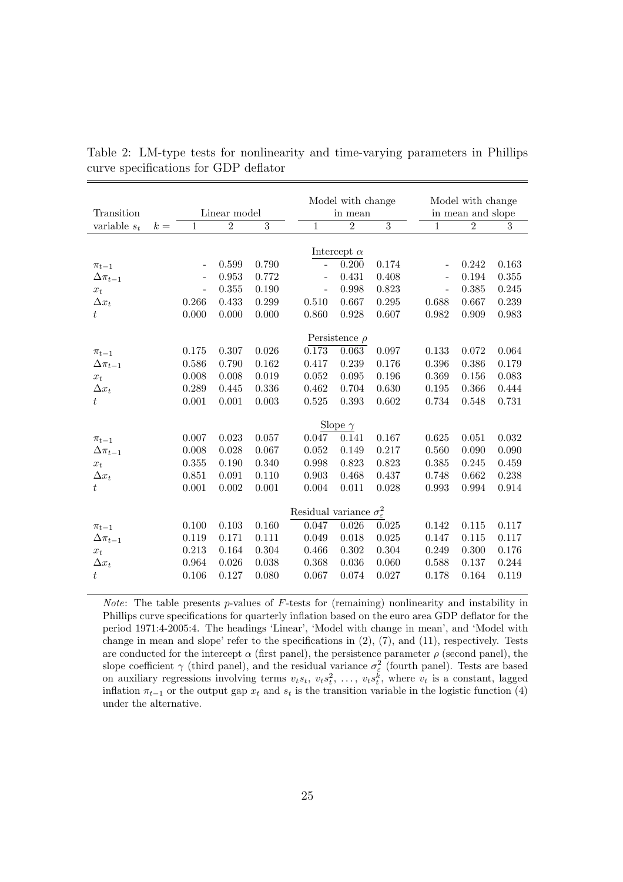Table 2: LM-type tests for nonlinearity and time-varying parameters in Phillips curve specifications for GDP deflator

| Transition | | Linear model | | | Model with change in mean | | | Model with change in mean and slope | | |
|---|---|---|---|---|---|---|---|---|---|---|
| variable $s_t$ | $k=$ | 1 | 2 | 3 | 1 | 2 | 3 | 1 | 2 | 3 |
| | | | | | Intercept $\alpha$ | | | | | |
| $\pi_{t-1}$ | | - | 0.599 | 0.790 | - | 0.200 | 0.174 | - | 0.242 | 0.163 |
| $\Delta\pi_{t-1}$ | | - | 0.953 | 0.772 | - | 0.431 | 0.408 | - | 0.194 | 0.355 |
| $x_t$ | | - | 0.355 | 0.190 | - | 0.998 | 0.823 | - | 0.385 | 0.245 |
| $\Delta x_t$ | | 0.266 | 0.433 | 0.299 | 0.510 | 0.667 | 0.295 | 0.688 | 0.667 | 0.239 |
| $t$ | | 0.000 | 0.000 | 0.000 | 0.860 | 0.928 | 0.607 | 0.982 | 0.909 | 0.983 |
| | | | | | Persistence $\rho$ | | | | | |
| $\pi_{t-1}$ | | 0.175 | 0.307 | 0.026 | 0.173 | 0.063 | 0.097 | 0.133 | 0.072 | 0.064 |
| $\Delta\pi_{t-1}$ | | 0.586 | 0.790 | 0.162 | 0.417 | 0.239 | 0.176 | 0.396 | 0.386 | 0.179 |
| $x_t$ | | 0.008 | 0.008 | 0.019 | 0.052 | 0.095 | 0.196 | 0.369 | 0.156 | 0.083 |
| $\Delta x_t$ | | 0.289 | 0.445 | 0.336 | 0.462 | 0.704 | 0.630 | 0.195 | 0.366 | 0.444 |
| $t$ | | 0.001 | 0.001 | 0.003 | 0.525 | 0.393 | 0.602 | 0.734 | 0.548 | 0.731 |
| | | | | | Slope $\gamma$ | | | | | |
| $\pi_{t-1}$ | | 0.007 | 0.023 | 0.057 | 0.047 | 0.141 | 0.167 | 0.625 | 0.051 | 0.032 |
| $\Delta\pi_{t-1}$ | | 0.008 | 0.028 | 0.067 | 0.052 | 0.149 | 0.217 | 0.560 | 0.090 | 0.090 |
| $x_t$ | | 0.355 | 0.190 | 0.340 | 0.998 | 0.823 | 0.823 | 0.385 | 0.245 | 0.459 |
| $\Delta x_t$ | | 0.851 | 0.091 | 0.110 | 0.903 | 0.468 | 0.437 | 0.748 | 0.662 | 0.238 |
| $t$ | | 0.001 | 0.002 | 0.001 | 0.004 | 0.011 | 0.028 | 0.993 | 0.994 | 0.914 |
| | | | | | Residual variance $\sigma^2_\varepsilon$ | | | | | |
| $\pi_{t-1}$ | | 0.100 | 0.103 | 0.160 | 0.047 | 0.026 | 0.025 | 0.142 | 0.115 | 0.117 |
| $\Delta\pi_{t-1}$ | | 0.119 | 0.171 | 0.111 | 0.049 | 0.018 | 0.025 | 0.147 | 0.115 | 0.117 |
| $x_t$ | | 0.213 | 0.164 | 0.304 | 0.466 | 0.302 | 0.304 | 0.249 | 0.300 | 0.176 |
| $\Delta x_t$ | | 0.964 | 0.026 | 0.038 | 0.368 | 0.036 | 0.060 | 0.588 | 0.137 | 0.244 |
| $t$ | | 0.106 | 0.127 | 0.080 | 0.067 | 0.074 | 0.027 | 0.178 | 0.164 | 0.119 |

*Note*: The table presents $p$-values of $F$-tests for (remaining) nonlinearity and instability in Phillips curve specifications for quarterly inflation based on the euro area GDP deflator for the period 1971:4-2005:4. The headings 'Linear', 'Model with change in mean', and 'Model with change in mean and slope' refer to the specifications in (2), (7), and (11), respectively. Tests are conducted for the intercept $\alpha$ (first panel), the persistence parameter $\rho$ (second panel), the slope coefficient $\gamma$ (third panel), and the residual variance $\sigma^2_\varepsilon$ (fourth panel). Tests are based on auxiliary regressions involving terms $v_t s_t$, $v_t s_t^2$, $\ldots$, $v_t s_t^k$, where $v_t$ is a constant, lagged inflation $\pi_{t-1}$ or the output gap $x_t$ and $s_t$ is the transition variable in the logistic function (4) under the alternative.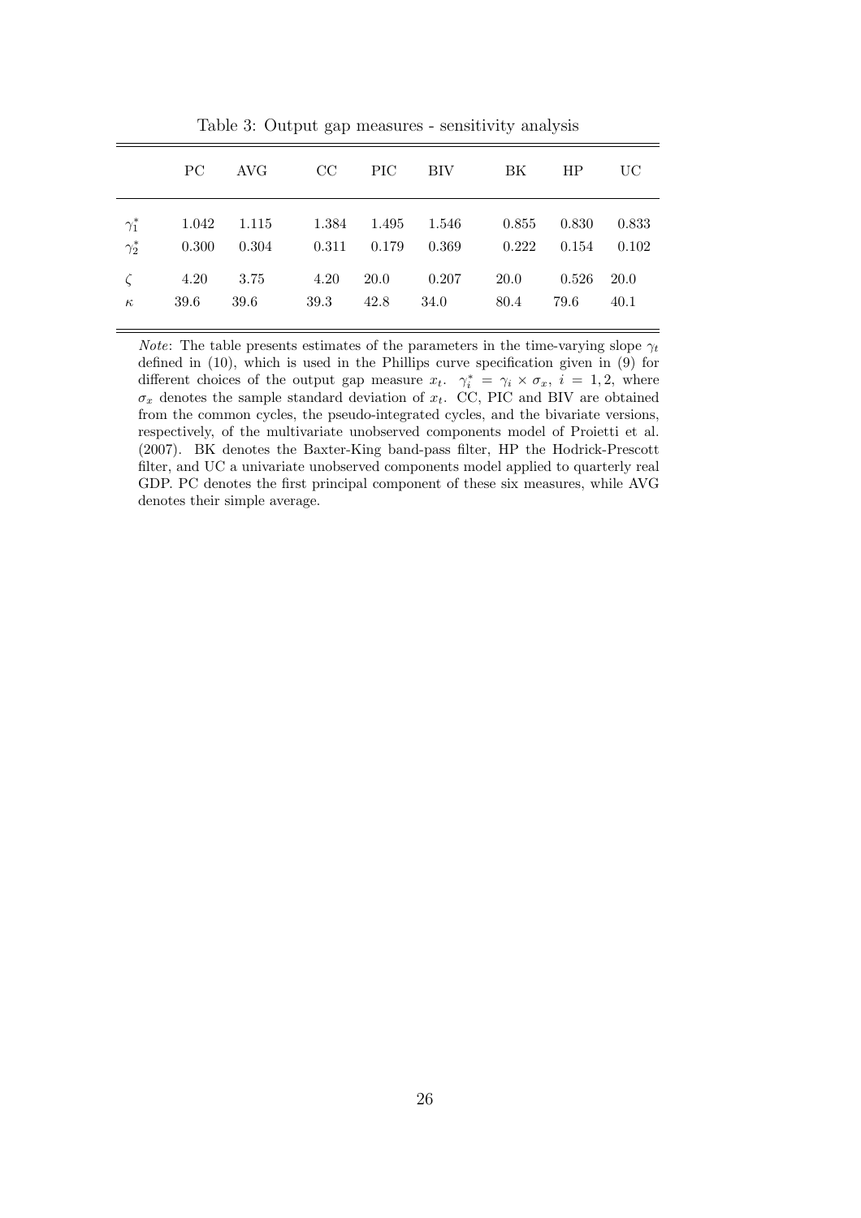Table 3: Output gap measures - sensitivity analysis

| | PC | AVG | CC | PIC | BIV | BK | HP | UC |
|---|---|---|---|---|---|---|---|---|
| $\gamma_1^*$ | 1.042 | 1.115 | 1.384 | 1.495 | 1.546 | 0.855 | 0.830 | 0.833 |
| $\gamma_2^*$ | 0.300 | 0.304 | 0.311 | 0.179 | 0.369 | 0.222 | 0.154 | 0.102 |
| $\zeta$ | 4.20 | 3.75 | 4.20 | 20.0 | 0.207 | 20.0 | 0.526 | 20.0 |
| $\kappa$ | 39.6 | 39.6 | 39.3 | 42.8 | 34.0 | 80.4 | 79.6 | 40.1 |

*Note*: The table presents estimates of the parameters in the time-varying slope $\gamma_t$ defined in (10), which is used in the Phillips curve specification given in (9) for different choices of the output gap measure $x_t$. $\gamma_i^* = \gamma_i \times \sigma_x$, $i = 1, 2$, where $\sigma_x$ denotes the sample standard deviation of $x_t$. CC, PIC and BIV are obtained from the common cycles, the pseudo-integrated cycles, and the bivariate versions, respectively, of the multivariate unobserved components model of Proietti et al. (2007). BK denotes the Baxter-King band-pass filter, HP the Hodrick-Prescott filter, and UC a univariate unobserved components model applied to quarterly real GDP. PC denotes the first principal component of these six measures, while AVG denotes their simple average.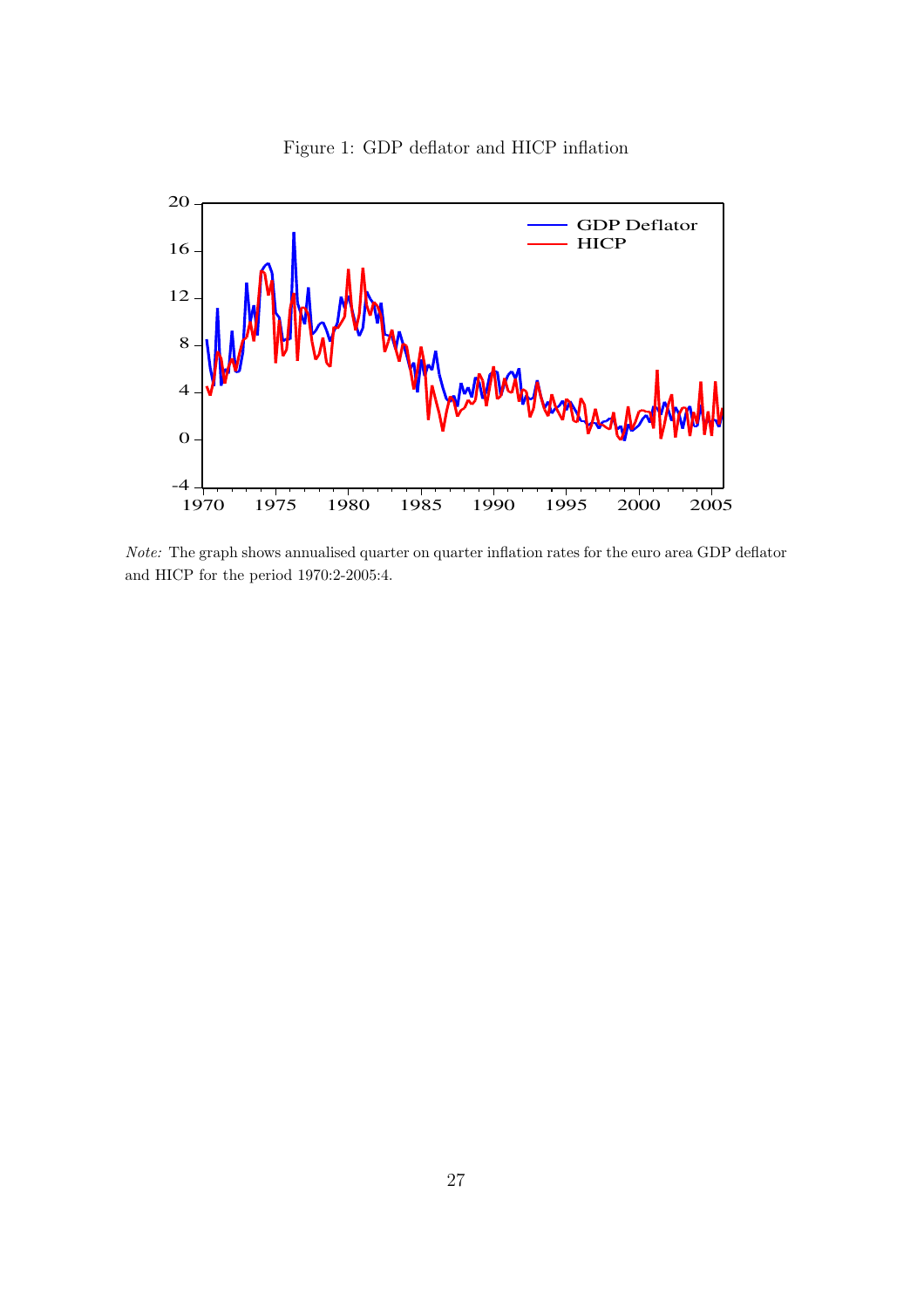Figure 1: GDP deflator and HICP inflation

*Note:* The graph shows annualised quarter on quarter inflation rates for the euro area GDP deflator and HICP for the period 1970:2-2005:4.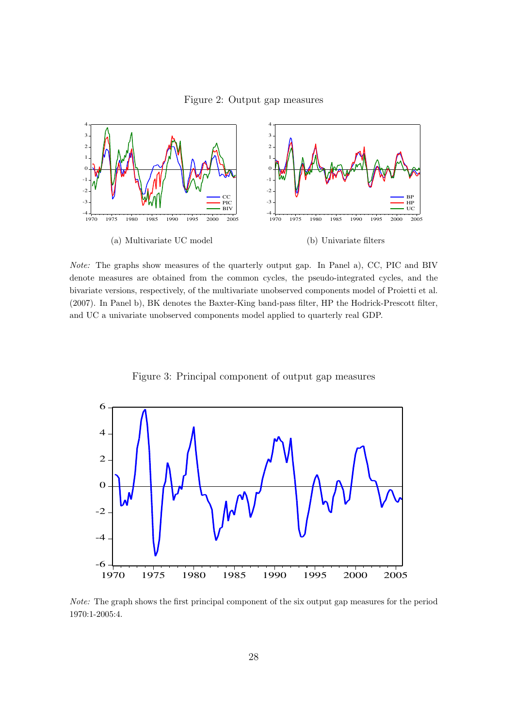Figure 2: Output gap measures

(a) Multivariate UC model

(b) Univariate filters

*Note:* The graphs show measures of the quarterly output gap. In Panel a), CC, PIC and BIV denote measures are obtained from the common cycles, the pseudo-integrated cycles, and the bivariate versions, respectively, of the multivariate unobserved components model of Proietti et al. (2007). In Panel b), BK denotes the Baxter-King band-pass filter, HP the Hodrick-Prescott filter, and UC a univariate unobserved components model applied to quarterly real GDP.

Figure 3: Principal component of output gap measures

*Note:* The graph shows the first principal component of the six output gap measures for the period 1970:1-2005:4.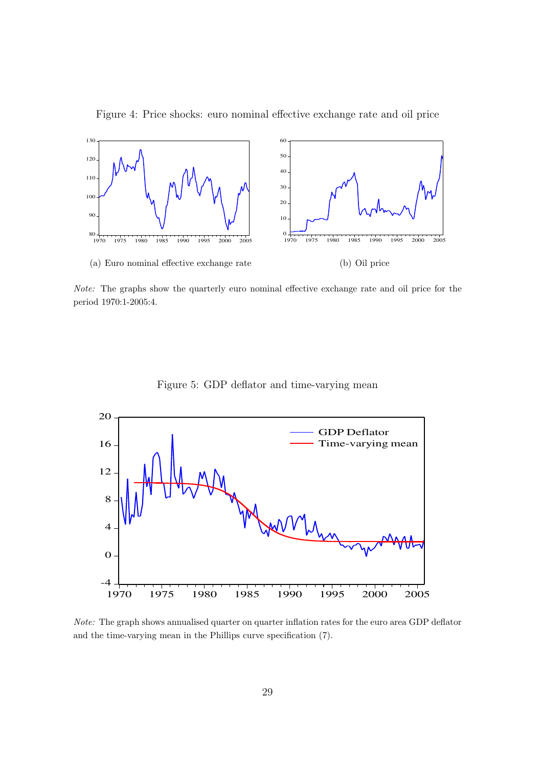Figure 4: Price shocks: euro nominal effective exchange rate and oil price

(a) Euro nominal effective exchange rate

(b) Oil price

*Note:* The graphs show the quarterly euro nominal effective exchange rate and oil price for the period 1970:1-2005:4.

Figure 5: GDP deflator and time-varying mean

*Note:* The graph shows annualised quarter on quarter inflation rates for the euro area GDP deflator and the time-varying mean in the Phillips curve specification (7).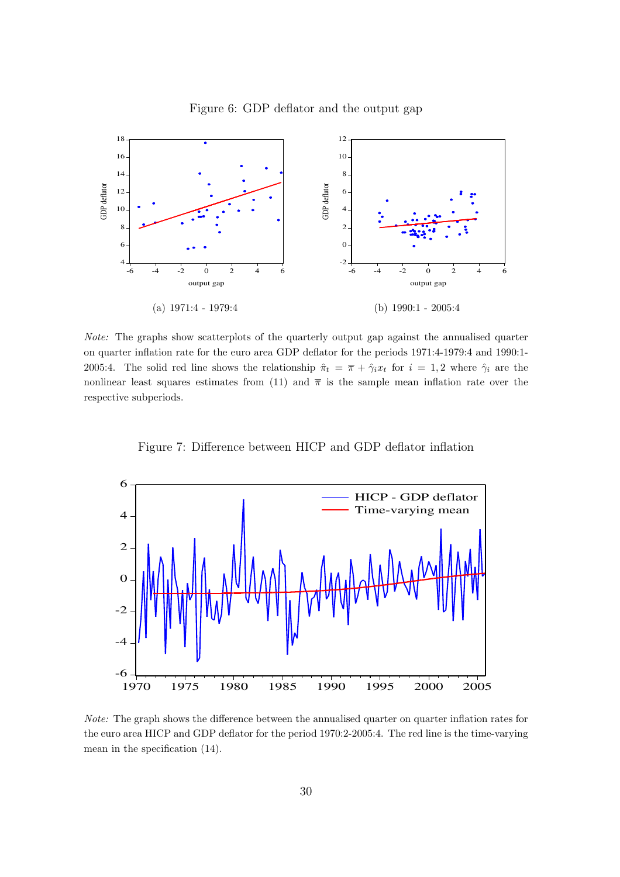Figure 6: GDP deflator and the output gap

(a) 1971:4 - 1979:4

(b) 1990:1 - 2005:4

*Note:* The graphs show scatterplots of the quarterly output gap against the annualised quarter on quarter inflation rate for the euro area GDP deflator for the periods 1971:4-1979:4 and 1990:1-2005:4. The solid red line shows the relationship $\hat{\pi}_t = \overline{\pi} + \hat{\gamma}_i x_t$ for $i = 1, 2$ where $\hat{\gamma}_i$ are the nonlinear least squares estimates from (11) and $\overline{\pi}$ is the sample mean inflation rate over the respective subperiods.

Figure 7: Difference between HICP and GDP deflator inflation

*Note:* The graph shows the difference between the annualised quarter on quarter inflation rates for the euro area HICP and GDP deflator for the period 1970:2-2005:4. The red line is the time-varying mean in the specification (14).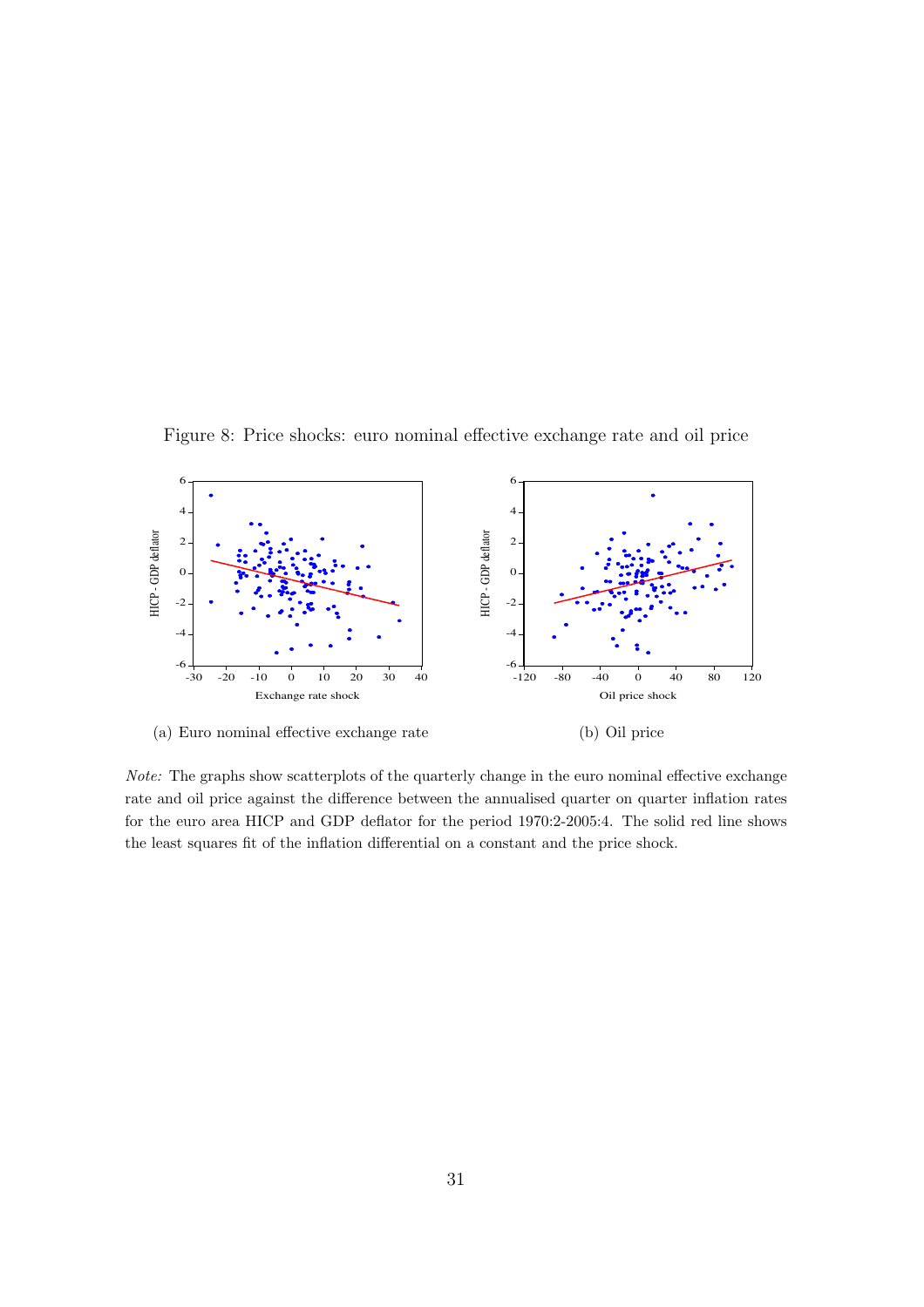Figure 8: Price shocks: euro nominal effective exchange rate and oil price

HICP - GDP deflator

6
4
2
0
-2
-4
-6

-30 -20 -10 0 10 20 30 40

Exchange rate shock

(a) Euro nominal effective exchange rate

HICP - GDP deflator

6
4
2
0
-2
-4
-6

-120 -80 -40 0 40 80 120

Oil price shock

(b) Oil price

*Note:* The graphs show scatterplots of the quarterly change in the euro nominal effective exchange rate and oil price against the difference between the annualised quarter on quarter inflation rates for the euro area HICP and GDP deflator for the period 1970:2-2005:4. The solid red line shows the least squares fit of the inflation differential on a constant and the price shock.